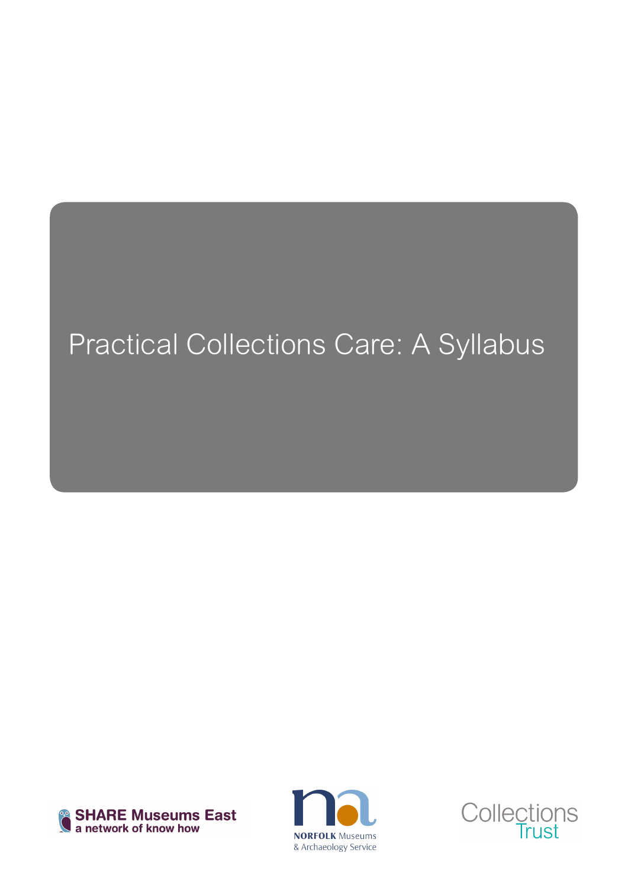# Practical Collections Care: A Syllabus

SHARE Museums East
a network of know how

NORFOLK Museums
& Archaeology Service

Collections Trust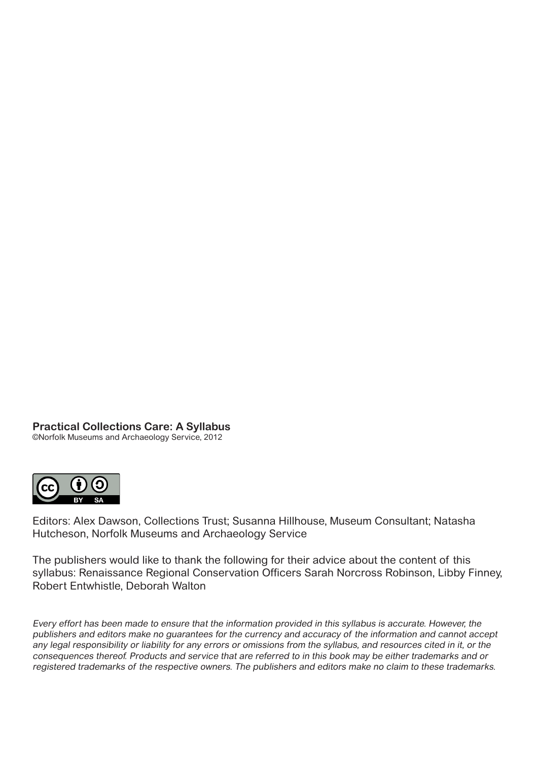**Practical Collections Care: A Syllabus**
©Norfolk Museums and Archaeology Service, 2012

Editors: Alex Dawson, Collections Trust; Susanna Hillhouse, Museum Consultant; Natasha Hutcheson, Norfolk Museums and Archaeology Service

The publishers would like to thank the following for their advice about the content of this syllabus: Renaissance Regional Conservation Officers Sarah Norcross Robinson, Libby Finney, Robert Entwhistle, Deborah Walton

*Every effort has been made to ensure that the information provided in this syllabus is accurate. However, the publishers and editors make no guarantees for the currency and accuracy of the information and cannot accept any legal responsibility or liability for any errors or omissions from the syllabus, and resources cited in it, or the consequences thereof. Products and service that are referred to in this book may be either trademarks and or registered trademarks of the respective owners. The publishers and editors make no claim to these trademarks.*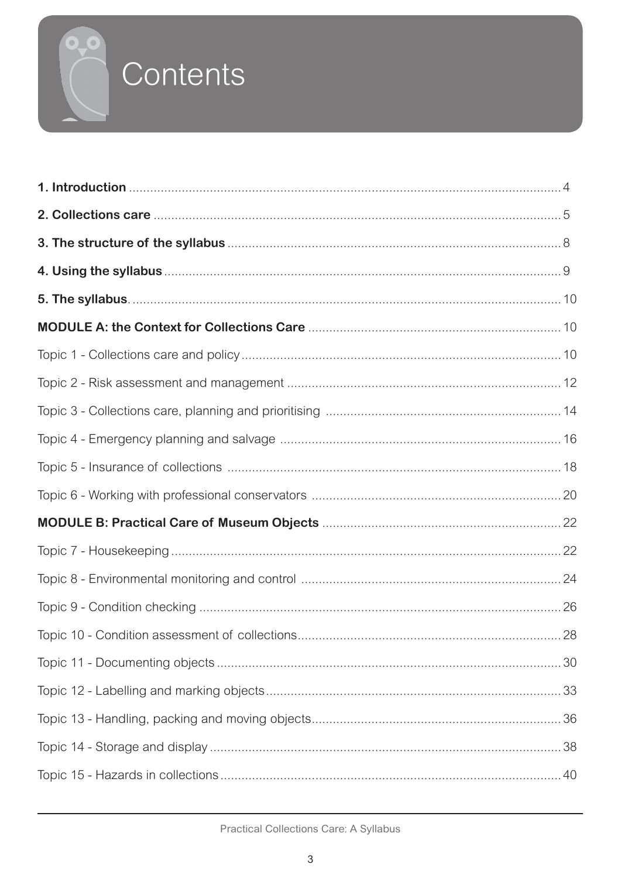# Contents

**1. Introduction** .......... 4

**2. Collections care** .......... 5

**3. The structure of the syllabus** .......... 8

**4. Using the syllabus** .......... 9

**5. The syllabus**. .......... 10

**MODULE A: the Context for Collections Care** .......... 10

Topic 1 - Collections care and policy .......... 10

Topic 2 - Risk assessment and management .......... 12

Topic 3 - Collections care, planning and prioritising .......... 14

Topic 4 - Emergency planning and salvage .......... 16

Topic 5 - Insurance of collections .......... 18

Topic 6 - Working with professional conservators .......... 20

**MODULE B: Practical Care of Museum Objects** .......... 22

Topic 7 - Housekeeping .......... 22

Topic 8 - Environmental monitoring and control .......... 24

Topic 9 - Condition checking .......... 26

Topic 10 - Condition assessment of collections .......... 28

Topic 11 - Documenting objects .......... 30

Topic 12 - Labelling and marking objects .......... 33

Topic 13 - Handling, packing and moving objects .......... 36

Topic 14 - Storage and display .......... 38

Topic 15 - Hazards in collections .......... 40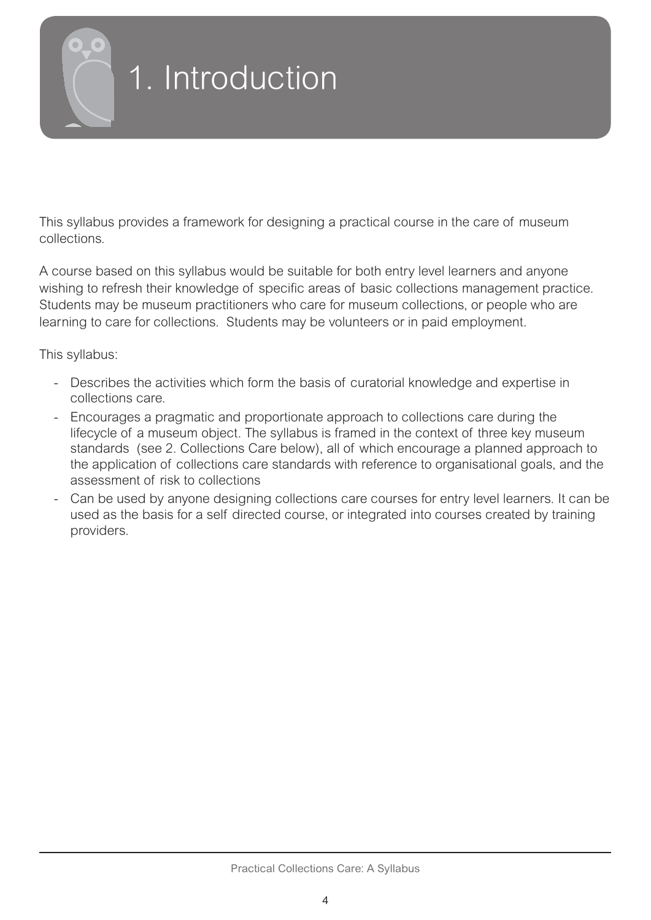# 1. Introduction

This syllabus provides a framework for designing a practical course in the care of museum collections.

A course based on this syllabus would be suitable for both entry level learners and anyone wishing to refresh their knowledge of specific areas of basic collections management practice. Students may be museum practitioners who care for museum collections, or people who are learning to care for collections. Students may be volunteers or in paid employment.

This syllabus:

- Describes the activities which form the basis of curatorial knowledge and expertise in collections care.
- Encourages a pragmatic and proportionate approach to collections care during the lifecycle of a museum object. The syllabus is framed in the context of three key museum standards (see 2. Collections Care below), all of which encourage a planned approach to the application of collections care standards with reference to organisational goals, and the assessment of risk to collections
- Can be used by anyone designing collections care courses for entry level learners. It can be used as the basis for a self directed course, or integrated into courses created by training providers.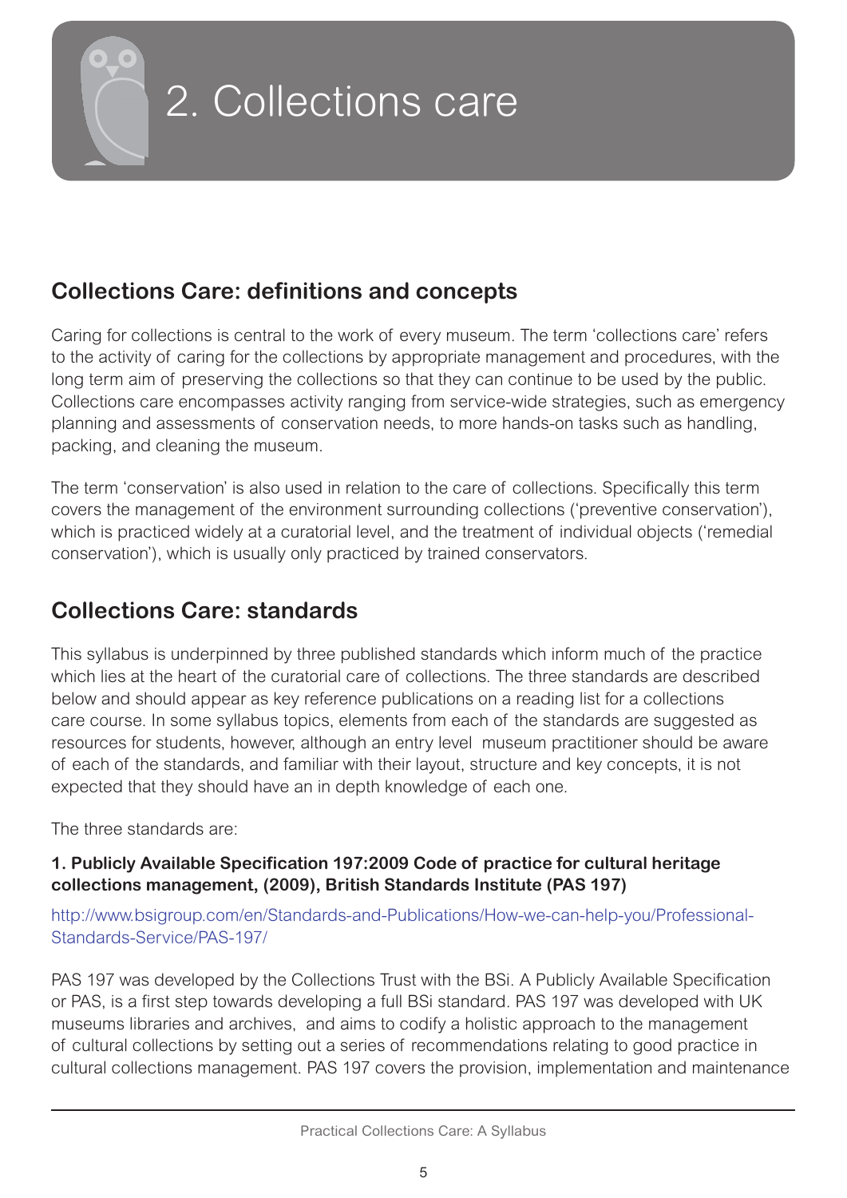# 2. Collections care

## Collections Care: definitions and concepts

Caring for collections is central to the work of every museum. The term 'collections care' refers to the activity of caring for the collections by appropriate management and procedures, with the long term aim of preserving the collections so that they can continue to be used by the public. Collections care encompasses activity ranging from service-wide strategies, such as emergency planning and assessments of conservation needs, to more hands-on tasks such as handling, packing, and cleaning the museum.

The term 'conservation' is also used in relation to the care of collections. Specifically this term covers the management of the environment surrounding collections ('preventive conservation'), which is practiced widely at a curatorial level, and the treatment of individual objects ('remedial conservation'), which is usually only practiced by trained conservators.

## Collections Care: standards

This syllabus is underpinned by three published standards which inform much of the practice which lies at the heart of the curatorial care of collections. The three standards are described below and should appear as key reference publications on a reading list for a collections care course. In some syllabus topics, elements from each of the standards are suggested as resources for students, however, although an entry level museum practitioner should be aware of each of the standards, and familiar with their layout, structure and key concepts, it is not expected that they should have an in depth knowledge of each one.

The three standards are:

**1. Publicly Available Specification 197:2009 Code of practice for cultural heritage collections management, (2009), British Standards Institute (PAS 197)**

http://www.bsigroup.com/en/Standards-and-Publications/How-we-can-help-you/Professional-Standards-Service/PAS-197/

PAS 197 was developed by the Collections Trust with the BSi. A Publicly Available Specification or PAS, is a first step towards developing a full BSi standard. PAS 197 was developed with UK museums libraries and archives, and aims to codify a holistic approach to the management of cultural collections by setting out a series of recommendations relating to good practice in cultural collections management. PAS 197 covers the provision, implementation and maintenance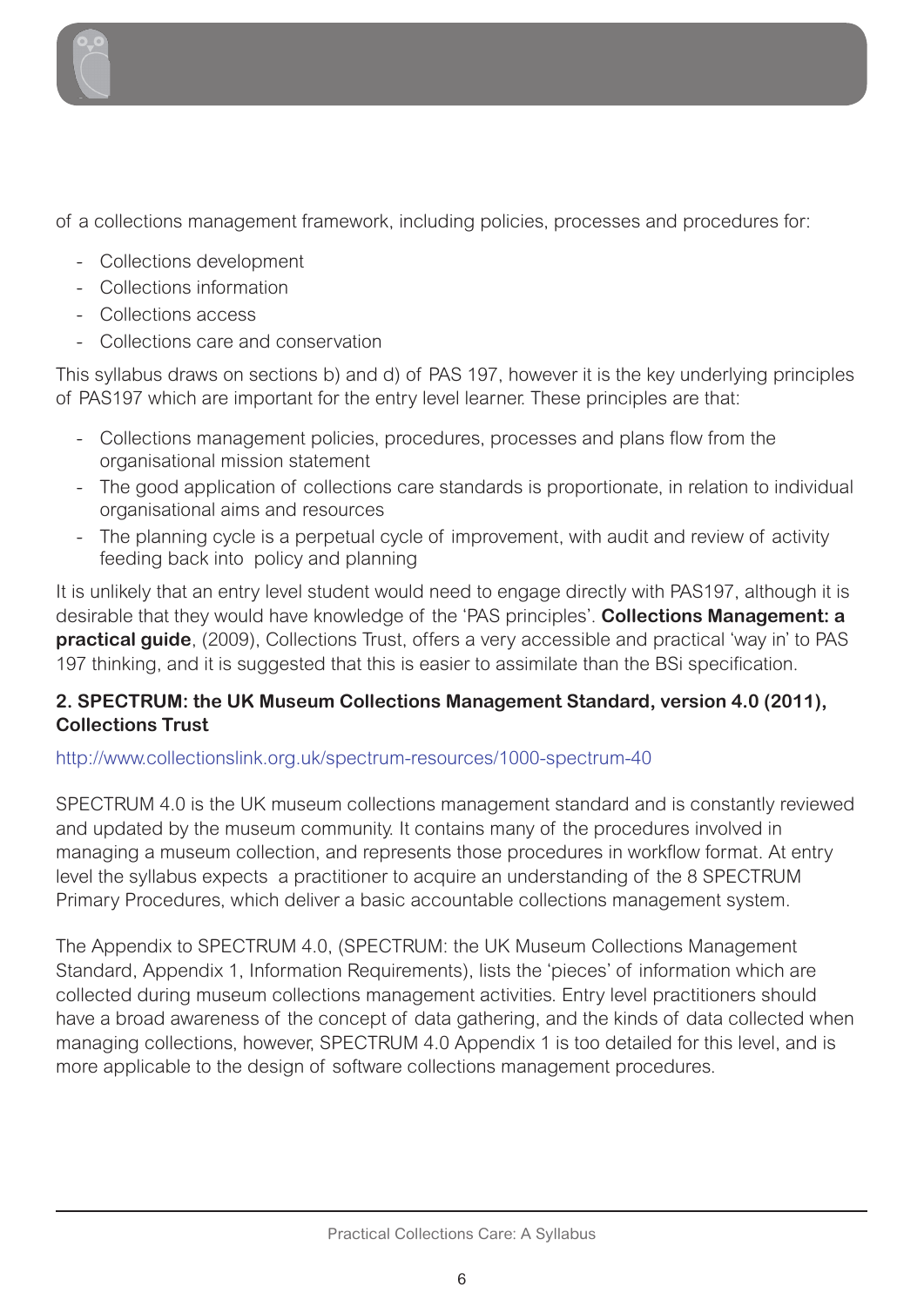of a collections management framework, including policies, processes and procedures for:

- Collections development
- Collections information
- Collections access
- Collections care and conservation

This syllabus draws on sections b) and d) of PAS 197, however it is the key underlying principles of PAS197 which are important for the entry level learner. These principles are that:

- Collections management policies, procedures, processes and plans flow from the organisational mission statement
- The good application of collections care standards is proportionate, in relation to individual organisational aims and resources
- The planning cycle is a perpetual cycle of improvement, with audit and review of activity feeding back into policy and planning

It is unlikely that an entry level student would need to engage directly with PAS197, although it is desirable that they would have knowledge of the 'PAS principles'. **Collections Management: a practical guide**, (2009), Collections Trust, offers a very accessible and practical 'way in' to PAS 197 thinking, and it is suggested that this is easier to assimilate than the BSi specification.

**2. SPECTRUM: the UK Museum Collections Management Standard, version 4.0 (2011), Collections Trust**

http://www.collectionslink.org.uk/spectrum-resources/1000-spectrum-40

SPECTRUM 4.0 is the UK museum collections management standard and is constantly reviewed and updated by the museum community. It contains many of the procedures involved in managing a museum collection, and represents those procedures in workflow format. At entry level the syllabus expects a practitioner to acquire an understanding of the 8 SPECTRUM Primary Procedures, which deliver a basic accountable collections management system.

The Appendix to SPECTRUM 4.0, (SPECTRUM: the UK Museum Collections Management Standard, Appendix 1, Information Requirements), lists the 'pieces' of information which are collected during museum collections management activities. Entry level practitioners should have a broad awareness of the concept of data gathering, and the kinds of data collected when managing collections, however, SPECTRUM 4.0 Appendix 1 is too detailed for this level, and is more applicable to the design of software collections management procedures.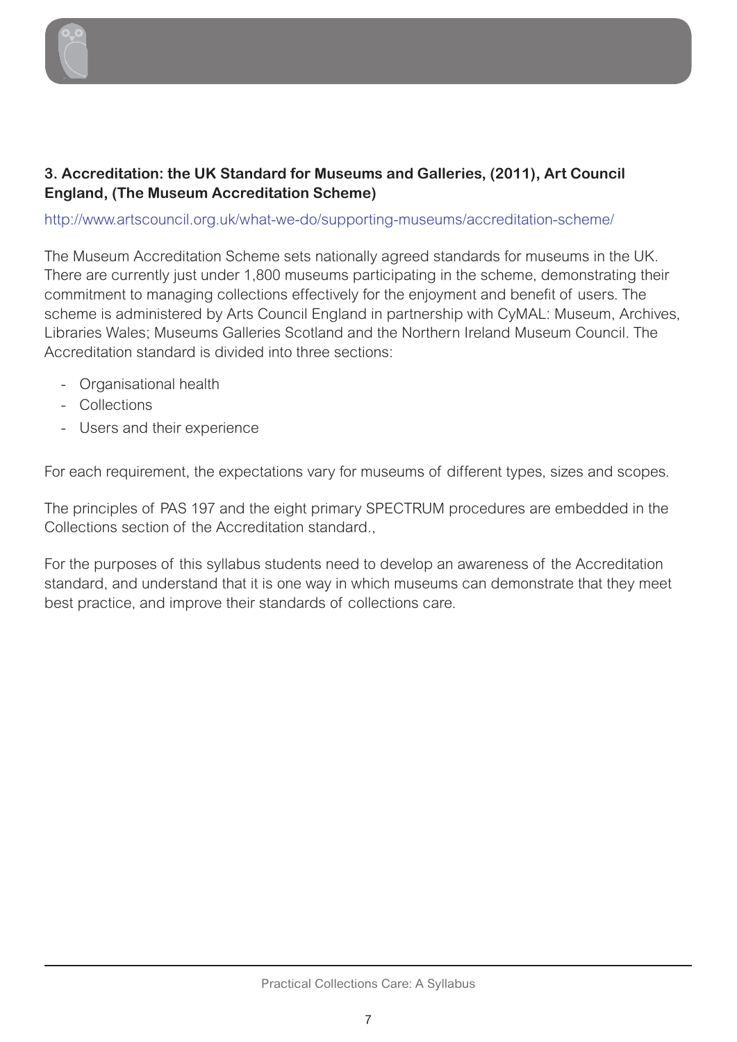### 3. Accreditation: the UK Standard for Museums and Galleries, (2011), Art Council England, (The Museum Accreditation Scheme)

http://www.artscouncil.org.uk/what-we-do/supporting-museums/accreditation-scheme/

The Museum Accreditation Scheme sets nationally agreed standards for museums in the UK. There are currently just under 1,800 museums participating in the scheme, demonstrating their commitment to managing collections effectively for the enjoyment and benefit of users. The scheme is administered by Arts Council England in partnership with CyMAL: Museum, Archives, Libraries Wales; Museums Galleries Scotland and the Northern Ireland Museum Council. The Accreditation standard is divided into three sections:

- Organisational health
- Collections
- Users and their experience

For each requirement, the expectations vary for museums of different types, sizes and scopes.

The principles of PAS 197 and the eight primary SPECTRUM procedures are embedded in the Collections section of the Accreditation standard.,

For the purposes of this syllabus students need to develop an awareness of the Accreditation standard, and understand that it is one way in which museums can demonstrate that they meet best practice, and improve their standards of collections care.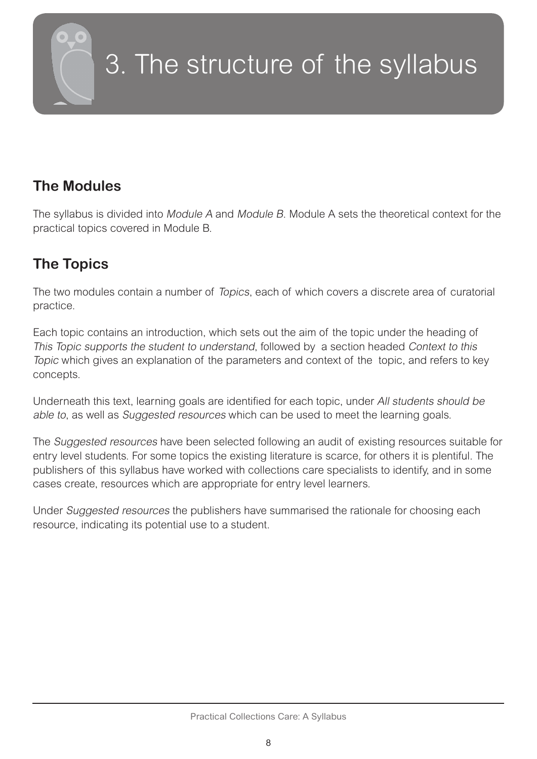# 3. The structure of the syllabus

## The Modules

The syllabus is divided into *Module A* and *Module B*. Module A sets the theoretical context for the practical topics covered in Module B.

## The Topics

The two modules contain a number of *Topics*, each of which covers a discrete area of curatorial practice.

Each topic contains an introduction, which sets out the aim of the topic under the heading of *This Topic supports the student to understand*, followed by a section headed *Context to this Topic* which gives an explanation of the parameters and context of the topic, and refers to key concepts.

Underneath this text, learning goals are identified for each topic, under *All students should be able to*, as well as *Suggested resources* which can be used to meet the learning goals.

The *Suggested resources* have been selected following an audit of existing resources suitable for entry level students. For some topics the existing literature is scarce, for others it is plentiful. The publishers of this syllabus have worked with collections care specialists to identify, and in some cases create, resources which are appropriate for entry level learners.

Under *Suggested resources* the publishers have summarised the rationale for choosing each resource, indicating its potential use to a student.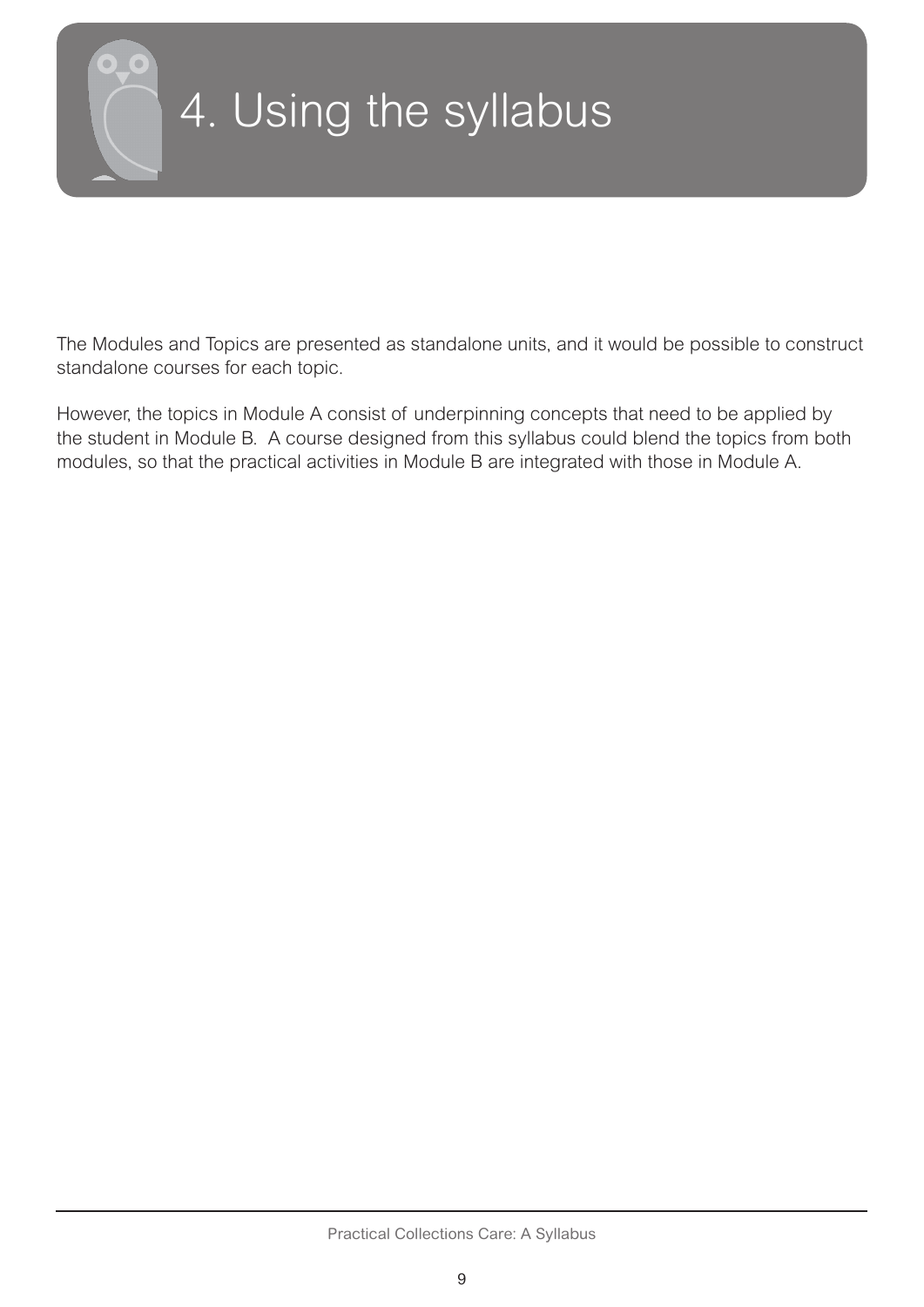# 4. Using the syllabus

The Modules and Topics are presented as standalone units, and it would be possible to construct standalone courses for each topic.

However, the topics in Module A consist of underpinning concepts that need to be applied by the student in Module B. A course designed from this syllabus could blend the topics from both modules, so that the practical activities in Module B are integrated with those in Module A.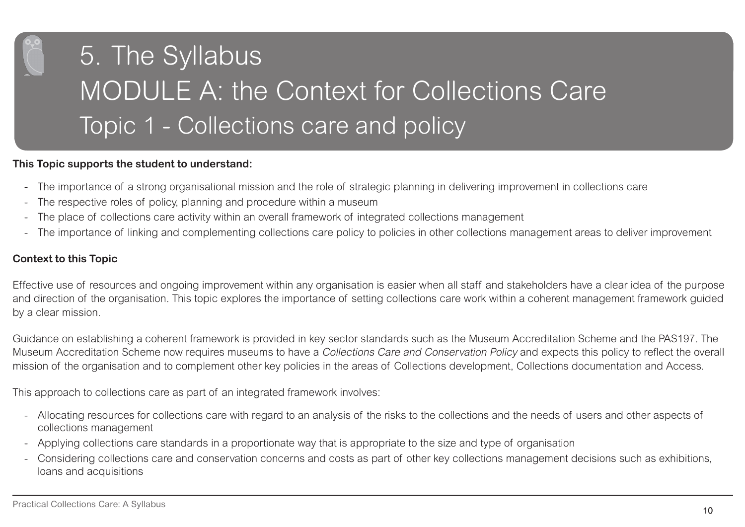# 5. The Syllabus

# MODULE A: the Context for Collections Care

## Topic 1 - Collections care and policy

**This Topic supports the student to understand:**

- The importance of a strong organisational mission and the role of strategic planning in delivering improvement in collections care
- The respective roles of policy, planning and procedure within a museum
- The place of collections care activity within an overall framework of integrated collections management
- The importance of linking and complementing collections care policy to policies in other collections management areas to deliver improvement

**Context to this Topic**

Effective use of resources and ongoing improvement within any organisation is easier when all staff and stakeholders have a clear idea of the purpose and direction of the organisation. This topic explores the importance of setting collections care work within a coherent management framework guided by a clear mission.

Guidance on establishing a coherent framework is provided in key sector standards such as the Museum Accreditation Scheme and the PAS197. The Museum Accreditation Scheme now requires museums to have a *Collections Care and Conservation Policy* and expects this policy to reflect the overall mission of the organisation and to complement other key policies in the areas of Collections development, Collections documentation and Access.

This approach to collections care as part of an integrated framework involves:

- Allocating resources for collections care with regard to an analysis of the risks to the collections and the needs of users and other aspects of collections management
- Applying collections care standards in a proportionate way that is appropriate to the size and type of organisation
- Considering collections care and conservation concerns and costs as part of other key collections management decisions such as exhibitions, loans and acquisitions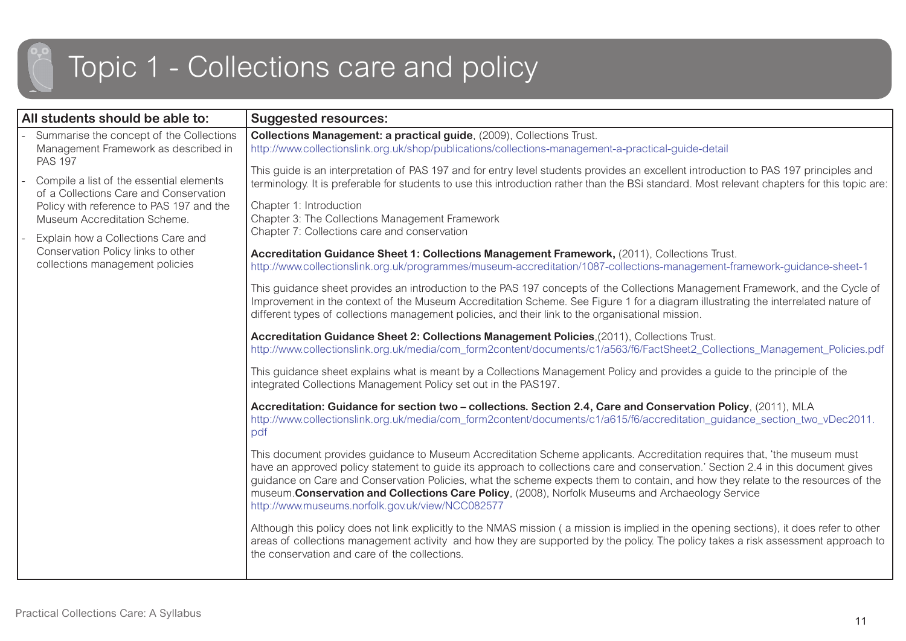# Topic 1 - Collections care and policy

| All students should be able to: | Suggested resources: |
|---|---|
| - Summarise the concept of the Collections Management Framework as described in PAS 197<br>- Compile a list of the essential elements of a Collections Care and Conservation Policy with reference to PAS 197 and the Museum Accreditation Scheme.<br>- Explain how a Collections Care and Conservation Policy links to other collections management policies | **Collections Management: a practical guide**, (2009), Collections Trust.<br>http://www.collectionslink.org.uk/shop/publications/collections-management-a-practical-guide-detail<br><br>This guide is an interpretation of PAS 197 and for entry level students provides an excellent introduction to PAS 197 principles and terminology. It is preferable for students to use this introduction rather than the BSi standard. Most relevant chapters for this topic are:<br><br>Chapter 1: Introduction<br>Chapter 3: The Collections Management Framework<br>Chapter 7: Collections care and conservation<br><br>**Accreditation Guidance Sheet 1: Collections Management Framework,** (2011), Collections Trust.<br>http://www.collectionslink.org.uk/programmes/museum-accreditation/1087-collections-management-framework-guidance-sheet-1<br><br>This guidance sheet provides an introduction to the PAS 197 concepts of the Collections Management Framework, and the Cycle of Improvement in the context of the Museum Accreditation Scheme. See Figure 1 for a diagram illustrating the interrelated nature of different types of collections management policies, and their link to the organisational mission.<br><br>**Accreditation Guidance Sheet 2: Collections Management Policies**,(2011), Collections Trust.<br>http://www.collectionslink.org.uk/media/com_form2content/documents/c1/a563/f6/FactSheet2_Collections_Management_Policies.pdf<br><br>This guidance sheet explains what is meant by a Collections Management Policy and provides a guide to the principle of the integrated Collections Management Policy set out in the PAS197.<br><br>**Accreditation: Guidance for section two – collections. Section 2.4, Care and Conservation Policy**, (2011), MLA<br>http://www.collectionslink.org.uk/media/com_form2content/documents/c1/a615/f6/accreditation_guidance_section_two_vDec2011.pdf<br><br>This document provides guidance to Museum Accreditation Scheme applicants. Accreditation requires that, 'the museum must have an approved policy statement to guide its approach to collections care and conservation.' Section 2.4 in this document gives guidance on Care and Conservation Policies, what the scheme expects them to contain, and how they relate to the resources of the museum.**Conservation and Collections Care Policy**, (2008), Norfolk Museums and Archaeology Service<br>http://www.museums.norfolk.gov.uk/view/NCC082577<br><br>Although this policy does not link explicitly to the NMAS mission ( a mission is implied in the opening sections), it does refer to other areas of collections management activity and how they are supported by the policy. The policy takes a risk assessment approach to the conservation and care of the collections. |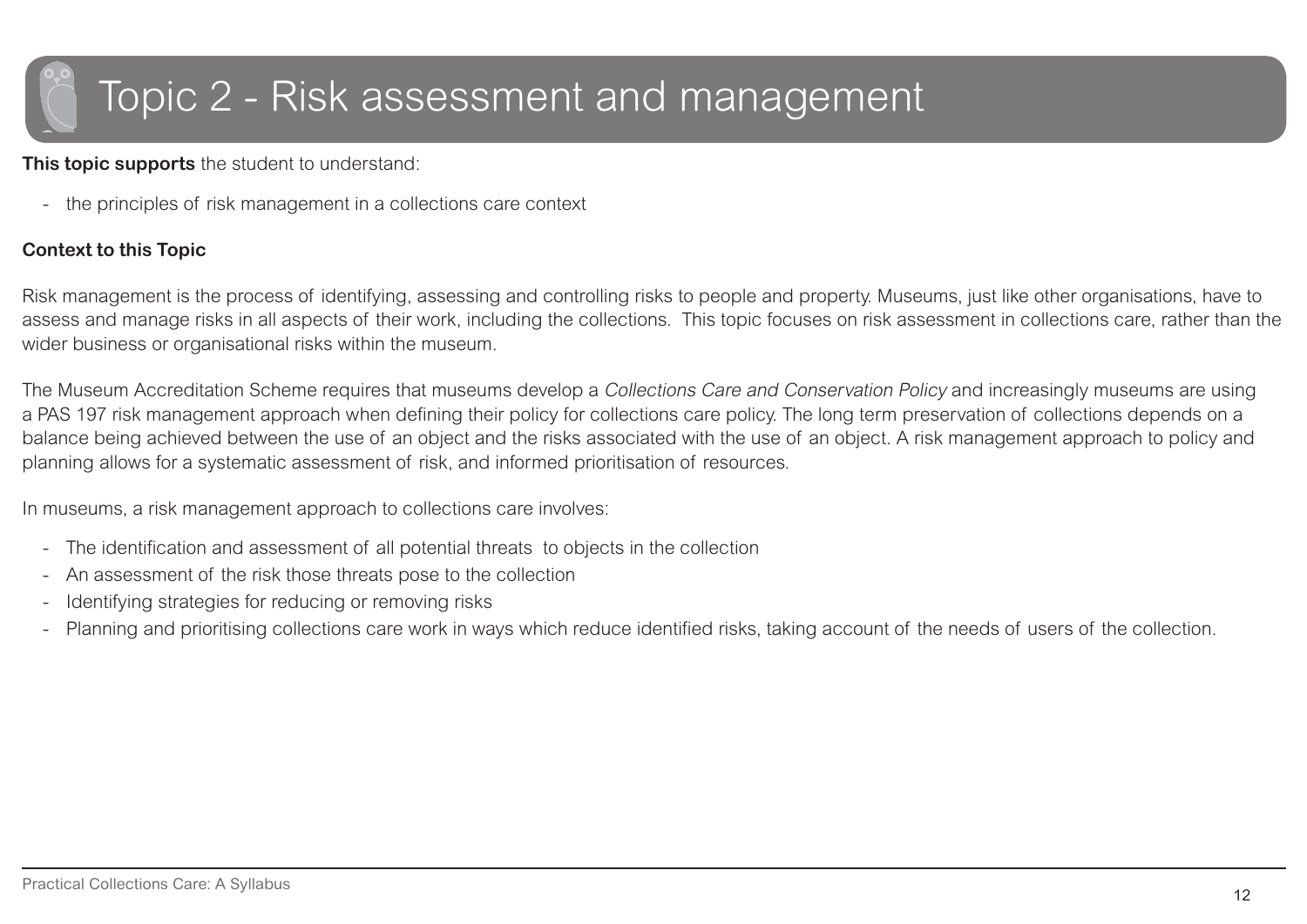# Topic 2 - Risk assessment and management

**This topic supports** the student to understand:

- the principles of risk management in a collections care context

**Context to this Topic**

Risk management is the process of identifying, assessing and controlling risks to people and property. Museums, just like other organisations, have to assess and manage risks in all aspects of their work, including the collections. This topic focuses on risk assessment in collections care, rather than the wider business or organisational risks within the museum.

The Museum Accreditation Scheme requires that museums develop a *Collections Care and Conservation Policy* and increasingly museums are using a PAS 197 risk management approach when defining their policy for collections care policy. The long term preservation of collections depends on a balance being achieved between the use of an object and the risks associated with the use of an object. A risk management approach to policy and planning allows for a systematic assessment of risk, and informed prioritisation of resources.

In museums, a risk management approach to collections care involves:

- The identification and assessment of all potential threats to objects in the collection
- An assessment of the risk those threats pose to the collection
- Identifying strategies for reducing or removing risks
- Planning and prioritising collections care work in ways which reduce identified risks, taking account of the needs of users of the collection.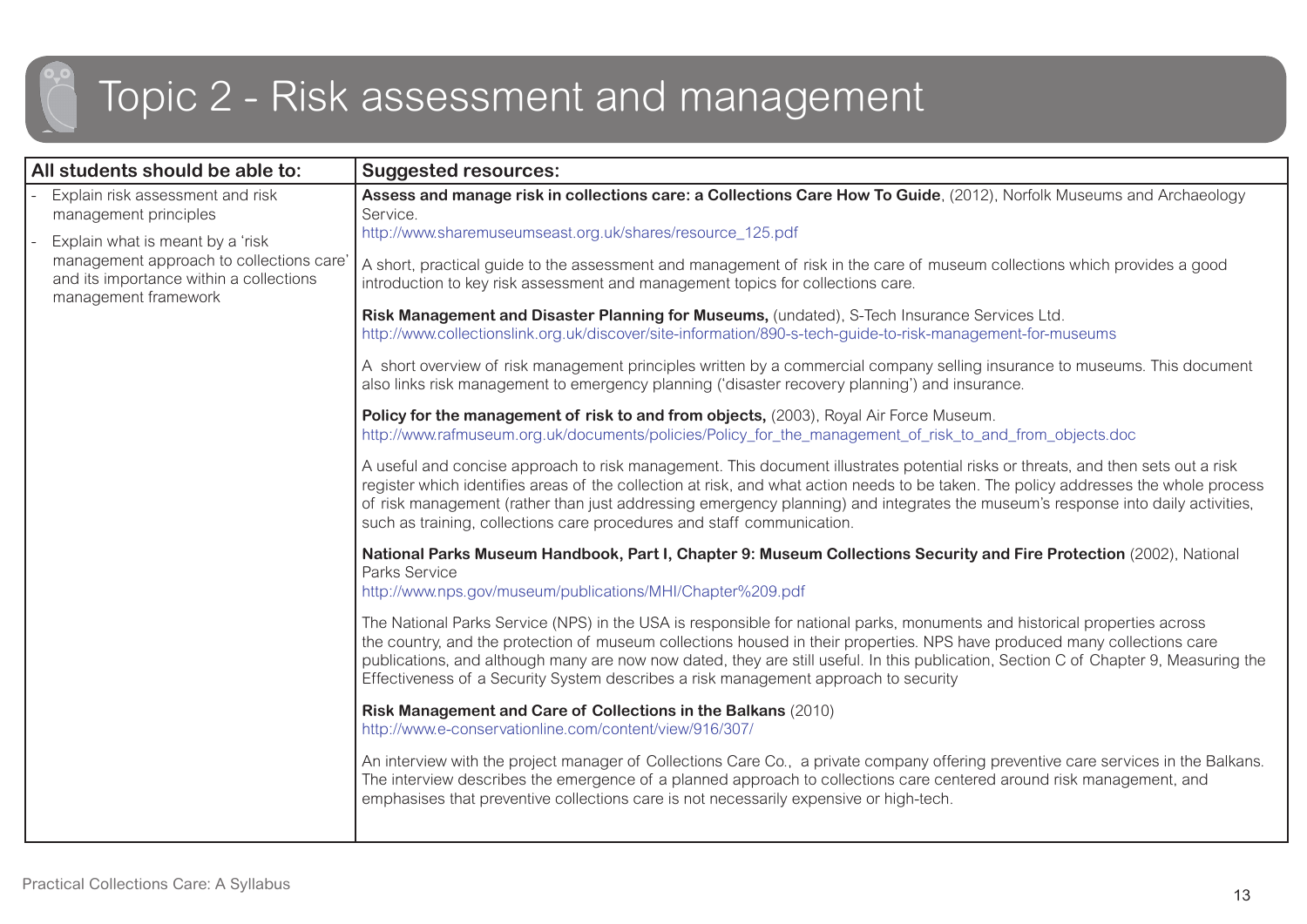# Topic 2 - Risk assessment and management

| All students should be able to: | Suggested resources: |
|---|---|
| - Explain risk assessment and risk management principles<br>- Explain what is meant by a 'risk management approach to collections care' and its importance within a collections management framework | **Assess and manage risk in collections care: a Collections Care How To Guide**, (2012), Norfolk Museums and Archaeology Service.<br>http://www.sharemuseumseast.org.uk/shares/resource_125.pdf<br><br>A short, practical guide to the assessment and management of risk in the care of museum collections which provides a good introduction to key risk assessment and management topics for collections care.<br><br>**Risk Management and Disaster Planning for Museums,** (undated), S-Tech Insurance Services Ltd.<br>http://www.collectionslink.org.uk/discover/site-information/890-s-tech-guide-to-risk-management-for-museums<br><br>A short overview of risk management principles written by a commercial company selling insurance to museums. This document also links risk management to emergency planning ('disaster recovery planning') and insurance.<br><br>**Policy for the management of risk to and from objects,** (2003), Royal Air Force Museum.<br>http://www.rafmuseum.org.uk/documents/policies/Policy_for_the_management_of_risk_to_and_from_objects.doc<br><br>A useful and concise approach to risk management. This document illustrates potential risks or threats, and then sets out a risk register which identifies areas of the collection at risk, and what action needs to be taken. The policy addresses the whole process of risk management (rather than just addressing emergency planning) and integrates the museum's response into daily activities, such as training, collections care procedures and staff communication.<br><br>**National Parks Museum Handbook, Part I, Chapter 9: Museum Collections Security and Fire Protection** (2002), National Parks Service<br>http://www.nps.gov/museum/publications/MHI/Chapter%209.pdf<br><br>The National Parks Service (NPS) in the USA is responsible for national parks, monuments and historical properties across the country, and the protection of museum collections housed in their properties. NPS have produced many collections care publications, and although many are now now dated, they are still useful. In this publication, Section C of Chapter 9, Measuring the Effectiveness of a Security System describes a risk management approach to security<br><br>**Risk Management and Care of Collections in the Balkans** (2010)<br>http://www.e-conservationline.com/content/view/916/307/<br><br>An interview with the project manager of Collections Care Co., a private company offering preventive care services in the Balkans. The interview describes the emergence of a planned approach to collections care centered around risk management, and emphasises that preventive collections care is not necessarily expensive or high-tech. |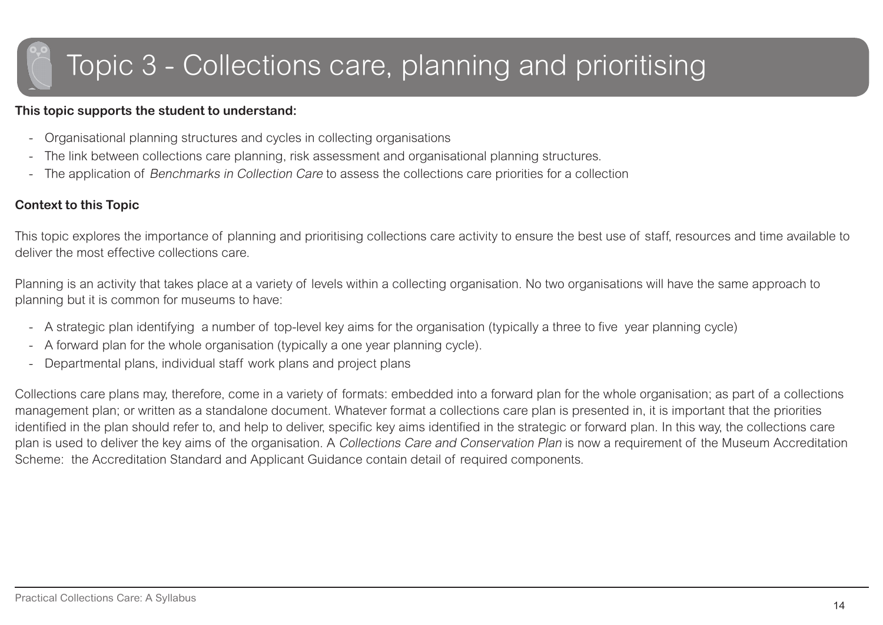# Topic 3 - Collections care, planning and prioritising

**This topic supports the student to understand:**

- Organisational planning structures and cycles in collecting organisations
- The link between collections care planning, risk assessment and organisational planning structures.
- The application of *Benchmarks in Collection Care* to assess the collections care priorities for a collection

**Context to this Topic**

This topic explores the importance of planning and prioritising collections care activity to ensure the best use of staff, resources and time available to deliver the most effective collections care.

Planning is an activity that takes place at a variety of levels within a collecting organisation. No two organisations will have the same approach to planning but it is common for museums to have:

- A strategic plan identifying a number of top-level key aims for the organisation (typically a three to five year planning cycle)
- A forward plan for the whole organisation (typically a one year planning cycle).
- Departmental plans, individual staff work plans and project plans

Collections care plans may, therefore, come in a variety of formats: embedded into a forward plan for the whole organisation; as part of a collections management plan; or written as a standalone document. Whatever format a collections care plan is presented in, it is important that the priorities identified in the plan should refer to, and help to deliver, specific key aims identified in the strategic or forward plan. In this way, the collections care plan is used to deliver the key aims of the organisation. A *Collections Care and Conservation Plan* is now a requirement of the Museum Accreditation Scheme: the Accreditation Standard and Applicant Guidance contain detail of required components.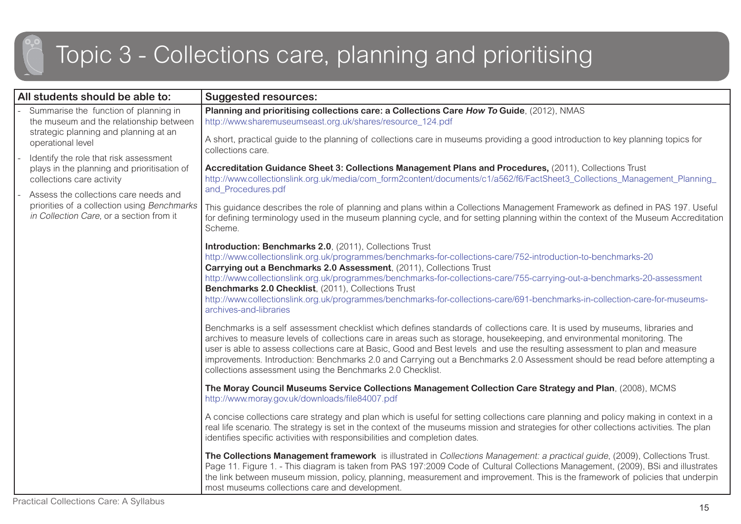# Topic 3 - Collections care, planning and prioritising

| All students should be able to: | Suggested resources: |
|---|---|
| - Summarise the function of planning in the museum and the relationship between strategic planning and planning at an operational level<br>- Identify the role that risk assessment plays in the planning and prioritisation of collections care activity<br>- Assess the collections care needs and priorities of a collection using *Benchmarks in Collection Care*, or a section from it | **Planning and prioritising collections care: a Collections Care *How To* Guide**, (2012), NMAS<br>http://www.sharemuseumseast.org.uk/shares/resource_124.pdf<br><br>A short, practical guide to the planning of collections care in museums providing a good introduction to key planning topics for collections care.<br><br>**Accreditation Guidance Sheet 3: Collections Management Plans and Procedures,** (2011), Collections Trust<br>http://www.collectionslink.org.uk/media/com_form2content/documents/c1/a562/f6/FactSheet3_Collections_Management_Planning_and_Procedures.pdf<br><br>This guidance describes the role of planning and plans within a Collections Management Framework as defined in PAS 197. Useful for defining terminology used in the museum planning cycle, and for setting planning within the context of the Museum Accreditation Scheme.<br><br>**Introduction: Benchmarks 2.0**, (2011), Collections Trust<br>http://www.collectionslink.org.uk/programmes/benchmarks-for-collections-care/752-introduction-to-benchmarks-20<br>**Carrying out a Benchmarks 2.0 Assessment**, (2011), Collections Trust<br>http://www.collectionslink.org.uk/programmes/benchmarks-for-collections-care/755-carrying-out-a-benchmarks-20-assessment<br>**Benchmarks 2.0 Checklist**, (2011), Collections Trust<br>http://www.collectionslink.org.uk/programmes/benchmarks-for-collections-care/691-benchmarks-in-collection-care-for-museums-archives-and-libraries<br><br>Benchmarks is a self assessment checklist which defines standards of collections care. It is used by museums, libraries and archives to measure levels of collections care in areas such as storage, housekeeping, and environmental monitoring. The user is able to assess collections care at Basic, Good and Best levels and use the resulting assessment to plan and measure improvements. Introduction: Benchmarks 2.0 and Carrying out a Benchmarks 2.0 Assessment should be read before attempting a collections assessment using the Benchmarks 2.0 Checklist.<br><br>**The Moray Council Museums Service Collections Management Collection Care Strategy and Plan**, (2008), MCMS<br>http://www.moray.gov.uk/downloads/file84007.pdf<br><br>A concise collections care strategy and plan which is useful for setting collections care planning and policy making in context in a real life scenario. The strategy is set in the context of the museums mission and strategies for other collections activities. The plan identifies specific activities with responsibilities and completion dates.<br><br>**The Collections Management framework** is illustrated in *Collections Management: a practical guide*, (2009), Collections Trust. Page 11. Figure 1. - This diagram is taken from PAS 197:2009 Code of Cultural Collections Management, (2009), BSi and illustrates the link between museum mission, policy, planning, measurement and improvement. This is the framework of policies that underpin most museums collections care and development. |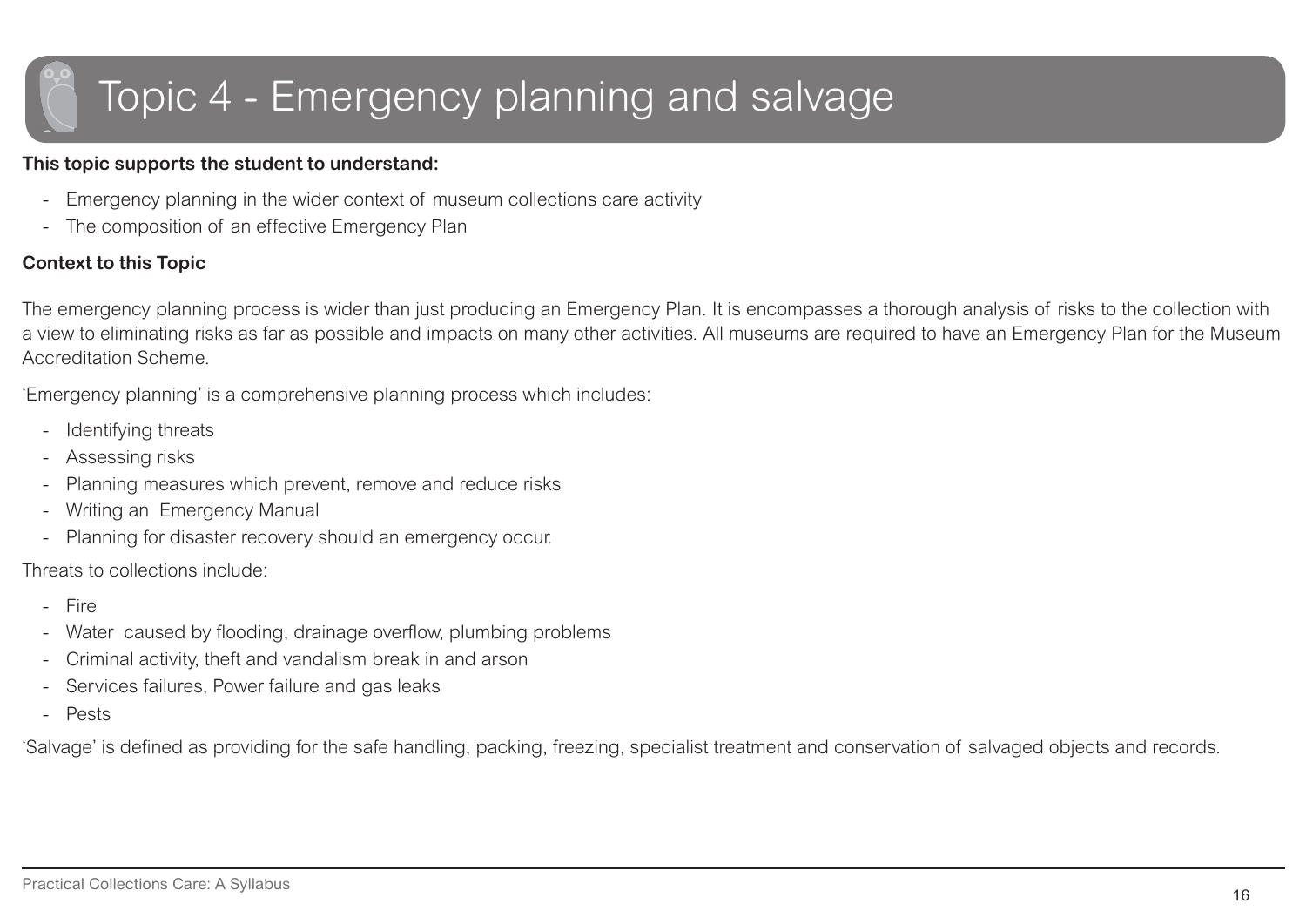# Topic 4 - Emergency planning and salvage

**This topic supports the student to understand:**

- Emergency planning in the wider context of museum collections care activity
- The composition of an effective Emergency Plan

**Context to this Topic**

The emergency planning process is wider than just producing an Emergency Plan. It is encompasses a thorough analysis of risks to the collection with a view to eliminating risks as far as possible and impacts on many other activities. All museums are required to have an Emergency Plan for the Museum Accreditation Scheme.

'Emergency planning' is a comprehensive planning process which includes:

- Identifying threats
- Assessing risks
- Planning measures which prevent, remove and reduce risks
- Writing an Emergency Manual
- Planning for disaster recovery should an emergency occur.

Threats to collections include:

- Fire
- Water caused by flooding, drainage overflow, plumbing problems
- Criminal activity, theft and vandalism break in and arson
- Services failures, Power failure and gas leaks
- Pests

'Salvage' is defined as providing for the safe handling, packing, freezing, specialist treatment and conservation of salvaged objects and records.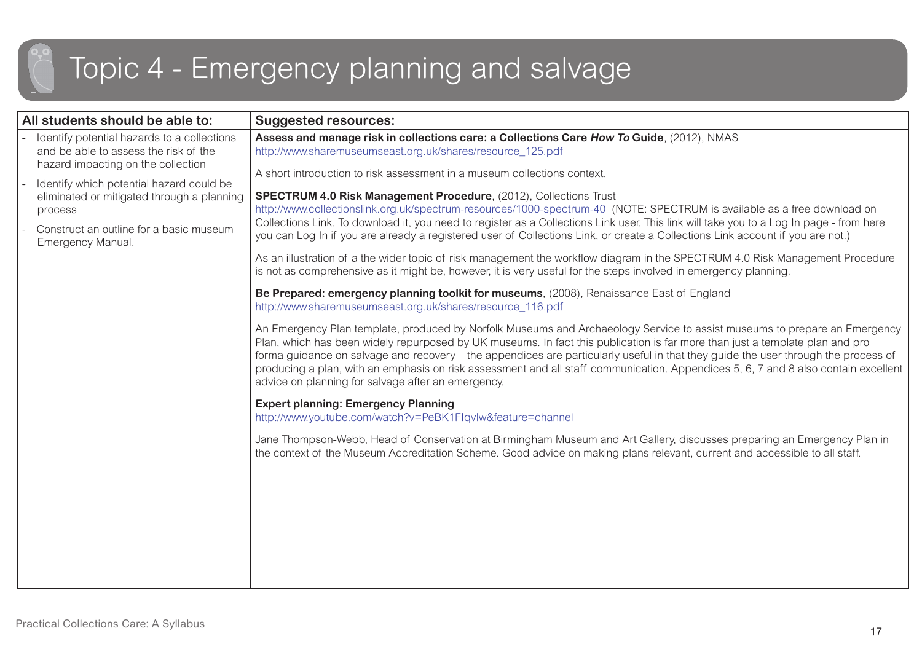# Topic 4 - Emergency planning and salvage

| All students should be able to: | Suggested resources: |
| --- | --- |
| - Identify potential hazards to a collections and be able to assess the risk of the hazard impacting on the collection<br>- Identify which potential hazard could be eliminated or mitigated through a planning process<br>- Construct an outline for a basic museum Emergency Manual. | **Assess and manage risk in collections care: a Collections Care *How To* Guide**, (2012), NMAS<br>http://www.sharemuseumseast.org.uk/shares/resource_125.pdf<br><br>A short introduction to risk assessment in a museum collections context.<br><br>**SPECTRUM 4.0 Risk Management Procedure**, (2012), Collections Trust<br>http://www.collectionslink.org.uk/spectrum-resources/1000-spectrum-40 (NOTE: SPECTRUM is available as a free download on Collections Link. To download it, you need to register as a Collections Link user. This link will take you to a Log In page - from here you can Log In if you are already a registered user of Collections Link, or create a Collections Link account if you are not.)<br><br>As an illustration of a the wider topic of risk management the workflow diagram in the SPECTRUM 4.0 Risk Management Procedure is not as comprehensive as it might be, however, it is very useful for the steps involved in emergency planning.<br><br>**Be Prepared: emergency planning toolkit for museums**, (2008), Renaissance East of England<br>http://www.sharemuseumseast.org.uk/shares/resource_116.pdf<br><br>An Emergency Plan template, produced by Norfolk Museums and Archaeology Service to assist museums to prepare an Emergency Plan, which has been widely repurposed by UK museums. In fact this publication is far more than just a template plan and pro forma guidance on salvage and recovery – the appendices are particularly useful in that they guide the user through the process of producing a plan, with an emphasis on risk assessment and all staff communication. Appendices 5, 6, 7 and 8 also contain excellent advice on planning for salvage after an emergency.<br><br>**Expert planning: Emergency Planning**<br>http://www.youtube.com/watch?v=PeBK1FIqvlw&feature=channel<br><br>Jane Thompson-Webb, Head of Conservation at Birmingham Museum and Art Gallery, discusses preparing an Emergency Plan in the context of the Museum Accreditation Scheme. Good advice on making plans relevant, current and accessible to all staff. |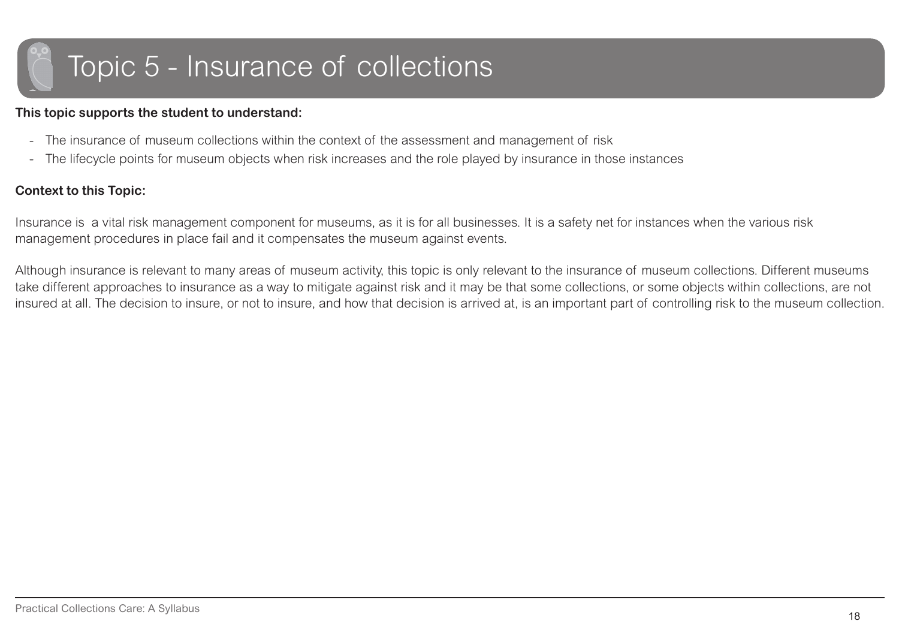# Topic 5 - Insurance of collections

**This topic supports the student to understand:**

- The insurance of museum collections within the context of the assessment and management of risk
- The lifecycle points for museum objects when risk increases and the role played by insurance in those instances

**Context to this Topic:**

Insurance is a vital risk management component for museums, as it is for all businesses. It is a safety net for instances when the various risk management procedures in place fail and it compensates the museum against events.

Although insurance is relevant to many areas of museum activity, this topic is only relevant to the insurance of museum collections. Different museums take different approaches to insurance as a way to mitigate against risk and it may be that some collections, or some objects within collections, are not insured at all. The decision to insure, or not to insure, and how that decision is arrived at, is an important part of controlling risk to the museum collection.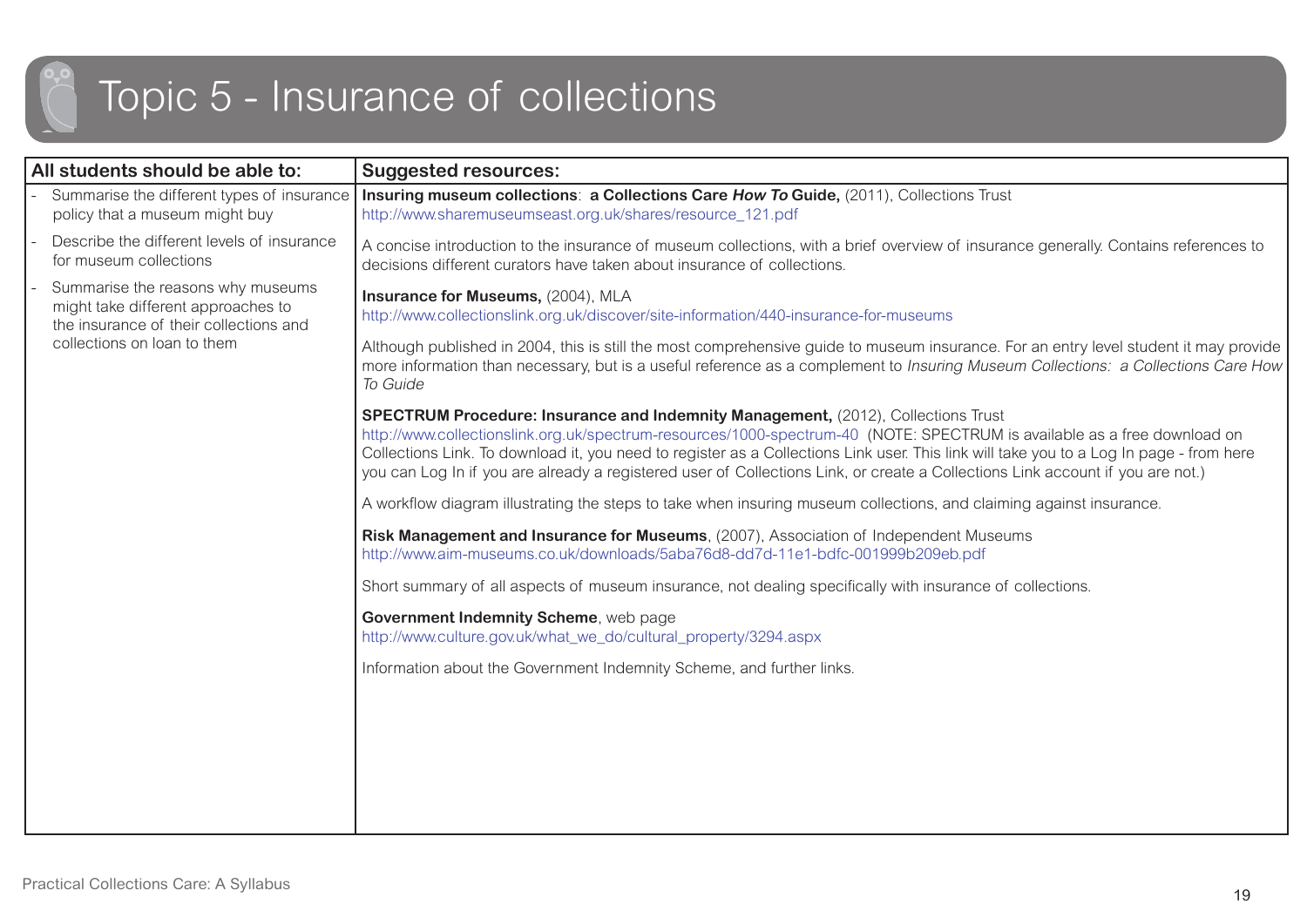# Topic 5 - Insurance of collections

| All students should be able to: | Suggested resources: |
| --- | --- |
| - Summarise the different types of insurance policy that a museum might buy<br>- Describe the different levels of insurance for museum collections<br>- Summarise the reasons why museums might take different approaches to the insurance of their collections and collections on loan to them | **Insuring museum collections**: **a Collections Care *How To* Guide,** (2011), Collections Trust<br>http://www.sharemuseumseast.org.uk/shares/resource_121.pdf<br><br>A concise introduction to the insurance of museum collections, with a brief overview of insurance generally. Contains references to decisions different curators have taken about insurance of collections.<br><br>**Insurance for Museums,** (2004), MLA<br>http://www.collectionslink.org.uk/discover/site-information/440-insurance-for-museums<br><br>Although published in 2004, this is still the most comprehensive guide to museum insurance. For an entry level student it may provide more information than necessary, but is a useful reference as a complement to *Insuring Museum Collections: a Collections Care How To Guide*<br><br>**SPECTRUM Procedure: Insurance and Indemnity Management,** (2012), Collections Trust<br>http://www.collectionslink.org.uk/spectrum-resources/1000-spectrum-40 (NOTE: SPECTRUM is available as a free download on Collections Link. To download it, you need to register as a Collections Link user. This link will take you to a Log In page - from here you can Log In if you are already a registered user of Collections Link, or create a Collections Link account if you are not.)<br><br>A workflow diagram illustrating the steps to take when insuring museum collections, and claiming against insurance.<br><br>**Risk Management and Insurance for Museums**, (2007), Association of Independent Museums<br>http://www.aim-museums.co.uk/downloads/5aba76d8-dd7d-11e1-bdfc-001999b209eb.pdf<br><br>Short summary of all aspects of museum insurance, not dealing specifically with insurance of collections.<br><br>**Government Indemnity Scheme**, web page<br>http://www.culture.gov.uk/what_we_do/cultural_property/3294.aspx<br><br>Information about the Government Indemnity Scheme, and further links. |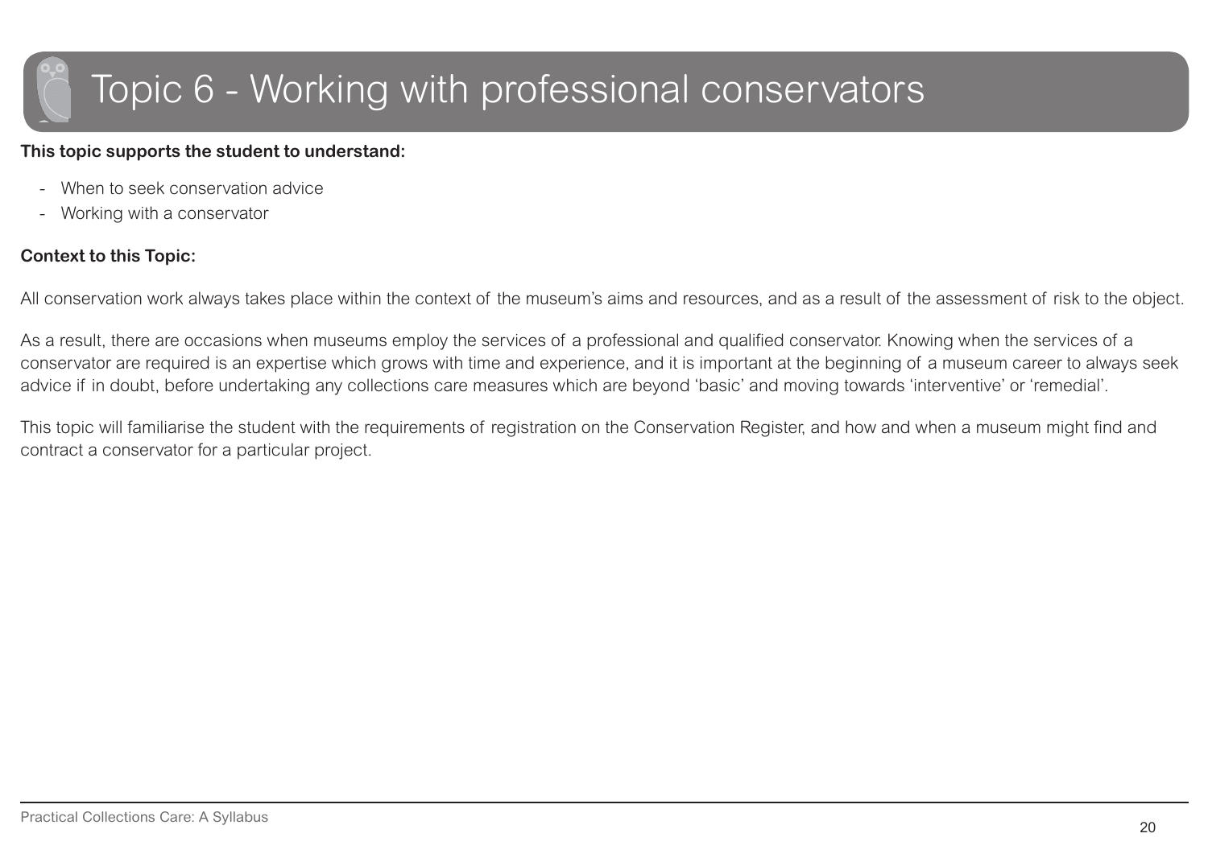# Topic 6 - Working with professional conservators

**This topic supports the student to understand:**

- When to seek conservation advice
- Working with a conservator

**Context to this Topic:**

All conservation work always takes place within the context of the museum's aims and resources, and as a result of the assessment of risk to the object.

As a result, there are occasions when museums employ the services of a professional and qualified conservator. Knowing when the services of a conservator are required is an expertise which grows with time and experience, and it is important at the beginning of a museum career to always seek advice if in doubt, before undertaking any collections care measures which are beyond 'basic' and moving towards 'interventive' or 'remedial'.

This topic will familiarise the student with the requirements of registration on the Conservation Register, and how and when a museum might find and contract a conservator for a particular project.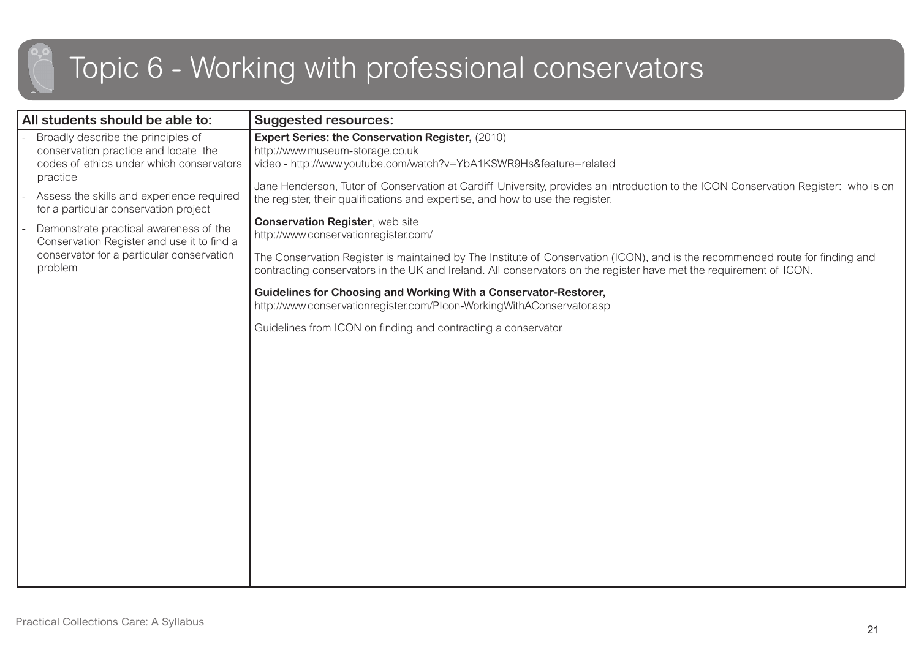# Topic 6 - Working with professional conservators

| All students should be able to: | Suggested resources: |
| --- | --- |
| - Broadly describe the principles of conservation practice and locate the codes of ethics under which conservators practice<br>- Assess the skills and experience required for a particular conservation project<br>- Demonstrate practical awareness of the Conservation Register and use it to find a conservator for a particular conservation problem | **Expert Series: the Conservation Register,** (2010)<br>http://www.museum-storage.co.uk<br>video - http://www.youtube.com/watch?v=YbA1KSWR9Hs&feature=related<br><br>Jane Henderson, Tutor of Conservation at Cardiff University, provides an introduction to the ICON Conservation Register: who is on the register, their qualifications and expertise, and how to use the register.<br><br>**Conservation Register**, web site<br>http://www.conservationregister.com/<br><br>The Conservation Register is maintained by The Institute of Conservation (ICON), and is the recommended route for finding and contracting conservators in the UK and Ireland. All conservators on the register have met the requirement of ICON.<br><br>**Guidelines for Choosing and Working With a Conservator-Restorer,**<br>http://www.conservationregister.com/PIcon-WorkingWithAConservator.asp<br><br>Guidelines from ICON on finding and contracting a conservator. |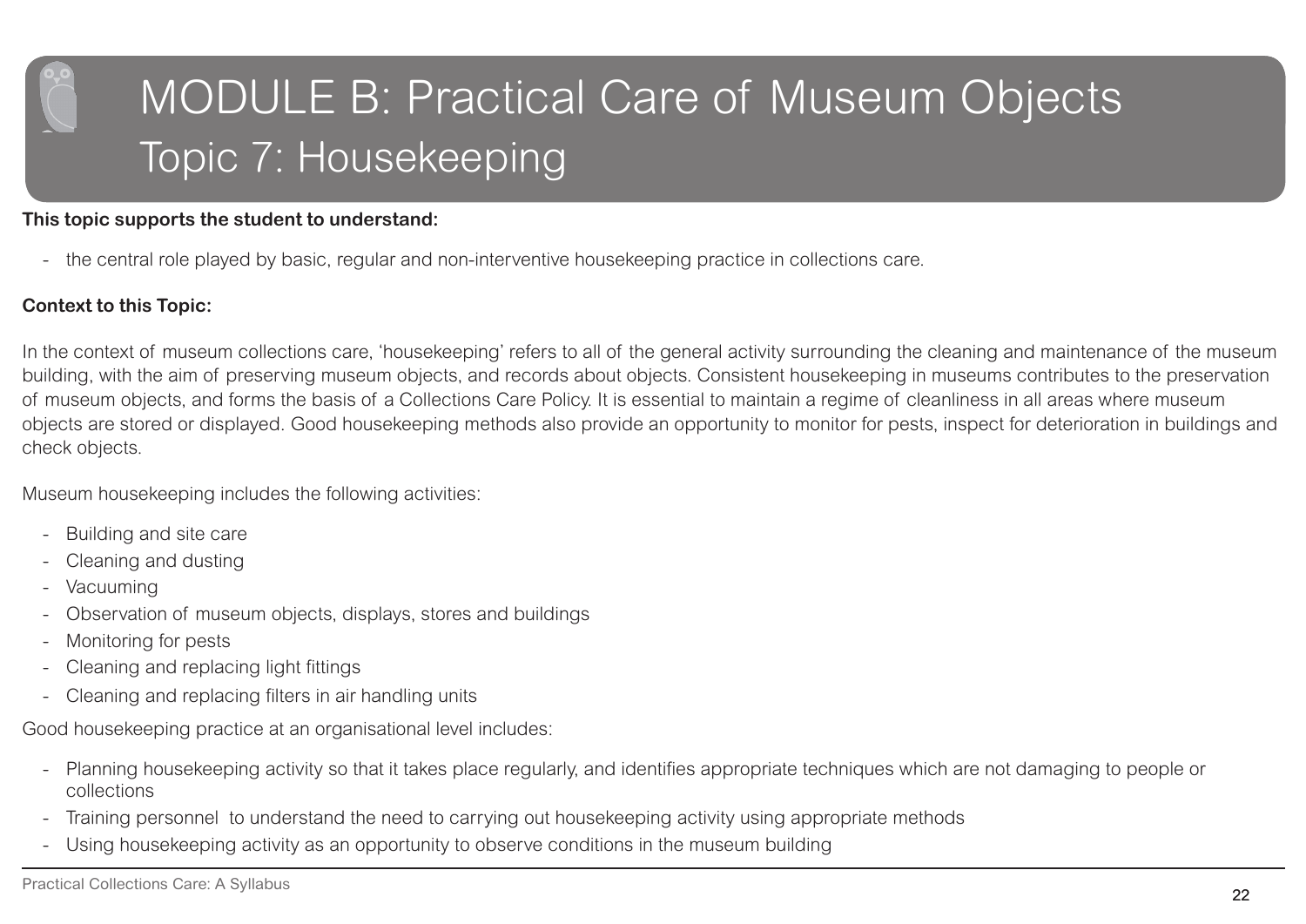# MODULE B: Practical Care of Museum Objects

## Topic 7: Housekeeping

**This topic supports the student to understand:**

- the central role played by basic, regular and non-interventive housekeeping practice in collections care.

**Context to this Topic:**

In the context of museum collections care, 'housekeeping' refers to all of the general activity surrounding the cleaning and maintenance of the museum building, with the aim of preserving museum objects, and records about objects. Consistent housekeeping in museums contributes to the preservation of museum objects, and forms the basis of a Collections Care Policy. It is essential to maintain a regime of cleanliness in all areas where museum objects are stored or displayed. Good housekeeping methods also provide an opportunity to monitor for pests, inspect for deterioration in buildings and check objects.

Museum housekeeping includes the following activities:

- Building and site care
- Cleaning and dusting
- Vacuuming
- Observation of museum objects, displays, stores and buildings
- Monitoring for pests
- Cleaning and replacing light fittings
- Cleaning and replacing filters in air handling units

Good housekeeping practice at an organisational level includes:

- Planning housekeeping activity so that it takes place regularly, and identifies appropriate techniques which are not damaging to people or collections
- Training personnel to understand the need to carrying out housekeeping activity using appropriate methods
- Using housekeeping activity as an opportunity to observe conditions in the museum building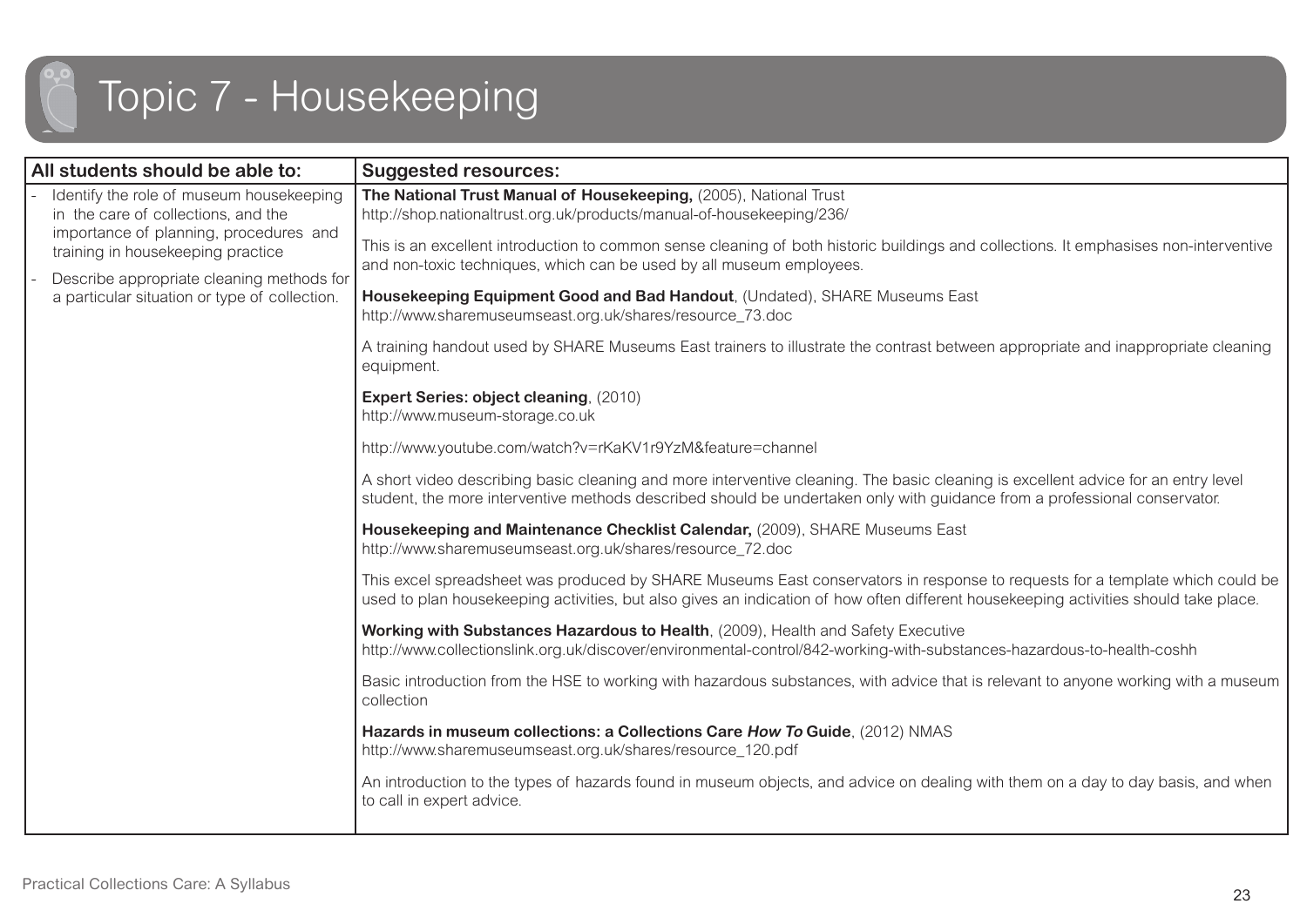# Topic 7 - Housekeeping

| All students should be able to: | Suggested resources: |
|---|---|
| - Identify the role of museum housekeeping in the care of collections, and the importance of planning, procedures and training in housekeeping practice<br>- Describe appropriate cleaning methods for a particular situation or type of collection. | **The National Trust Manual of Housekeeping,** (2005), National Trust<br>http://shop.nationaltrust.org.uk/products/manual-of-housekeeping/236/<br><br>This is an excellent introduction to common sense cleaning of both historic buildings and collections. It emphasises non-interventive and non-toxic techniques, which can be used by all museum employees.<br><br>**Housekeeping Equipment Good and Bad Handout**, (Undated), SHARE Museums East<br>http://www.sharemuseumseast.org.uk/shares/resource_73.doc<br><br>A training handout used by SHARE Museums East trainers to illustrate the contrast between appropriate and inappropriate cleaning equipment.<br><br>**Expert Series: object cleaning**, (2010)<br>http://www.museum-storage.co.uk<br><br>http://www.youtube.com/watch?v=rKaKV1r9YzM&feature=channel<br><br>A short video describing basic cleaning and more interventive cleaning. The basic cleaning is excellent advice for an entry level student, the more interventive methods described should be undertaken only with guidance from a professional conservator.<br><br>**Housekeeping and Maintenance Checklist Calendar,** (2009), SHARE Museums East<br>http://www.sharemuseumseast.org.uk/shares/resource_72.doc<br><br>This excel spreadsheet was produced by SHARE Museums East conservators in response to requests for a template which could be used to plan housekeeping activities, but also gives an indication of how often different housekeeping activities should take place.<br><br>**Working with Substances Hazardous to Health**, (2009), Health and Safety Executive<br>http://www.collectionslink.org.uk/discover/environmental-control/842-working-with-substances-hazardous-to-health-coshh<br><br>Basic introduction from the HSE to working with hazardous substances, with advice that is relevant to anyone working with a museum collection<br><br>**Hazards in museum collections: a Collections Care *How To* Guide**, (2012) NMAS<br>http://www.sharemuseumseast.org.uk/shares/resource_120.pdf<br><br>An introduction to the types of hazards found in museum objects, and advice on dealing with them on a day to day basis, and when to call in expert advice. |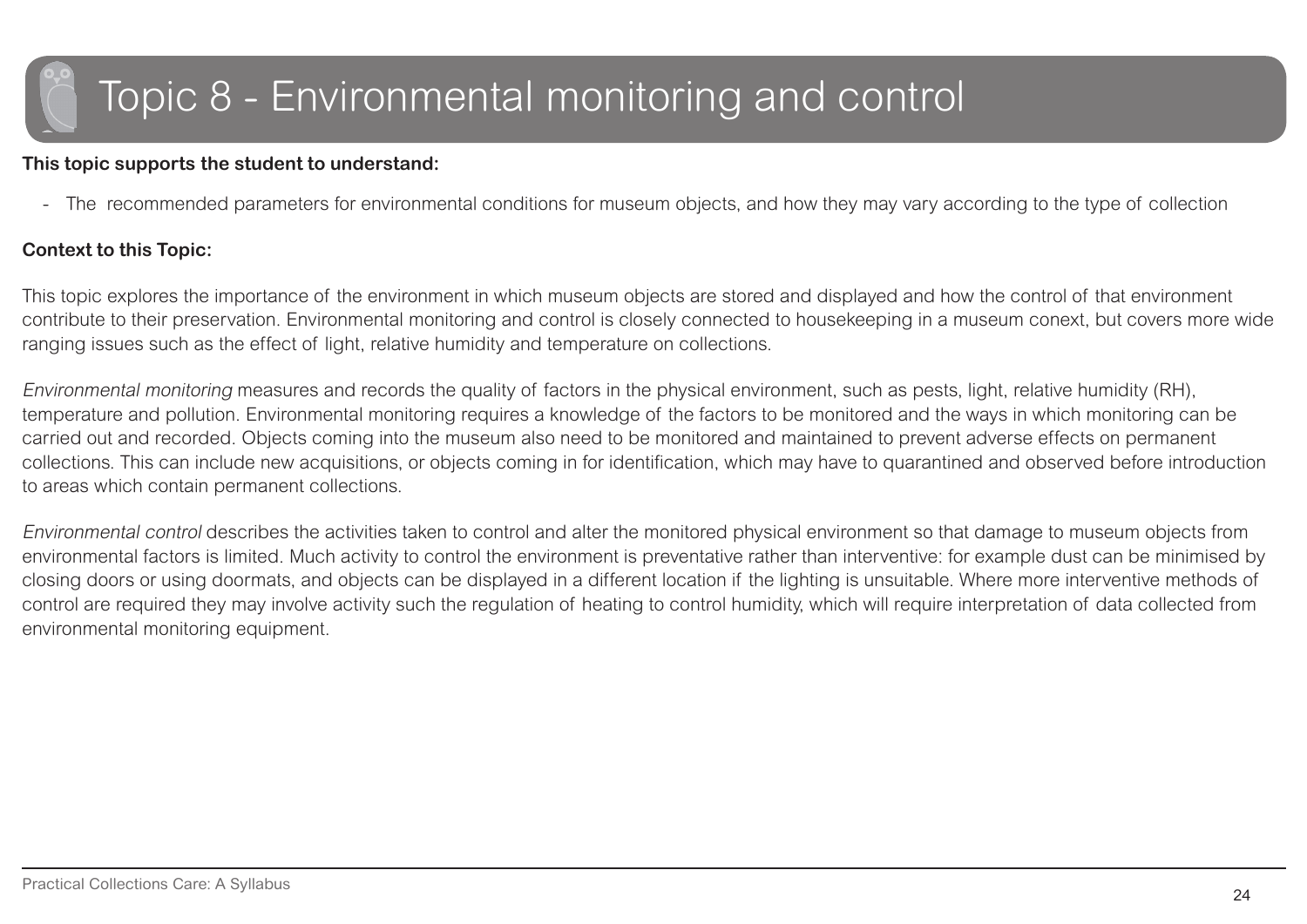# Topic 8 - Environmental monitoring and control

**This topic supports the student to understand:**

- The  recommended parameters for environmental conditions for museum objects, and how they may vary according to the type of collection

**Context to this Topic:**

This topic explores the importance of the environment in which museum objects are stored and displayed and how the control of that environment contribute to their preservation. Environmental monitoring and control is closely connected to housekeeping in a museum conext, but covers more wide ranging issues such as the effect of light, relative humidity and temperature on collections.

*Environmental monitoring* measures and records the quality of factors in the physical environment, such as pests, light, relative humidity (RH), temperature and pollution. Environmental monitoring requires a knowledge of the factors to be monitored and the ways in which monitoring can be carried out and recorded. Objects coming into the museum also need to be monitored and maintained to prevent adverse effects on permanent collections. This can include new acquisitions, or objects coming in for identification, which may have to quarantined and observed before introduction to areas which contain permanent collections.

*Environmental control* describes the activities taken to control and alter the monitored physical environment so that damage to museum objects from environmental factors is limited. Much activity to control the environment is preventative rather than interventive: for example dust can be minimised by closing doors or using doormats, and objects can be displayed in a different location if the lighting is unsuitable. Where more interventive methods of control are required they may involve activity such the regulation of heating to control humidity, which will require interpretation of data collected from environmental monitoring equipment.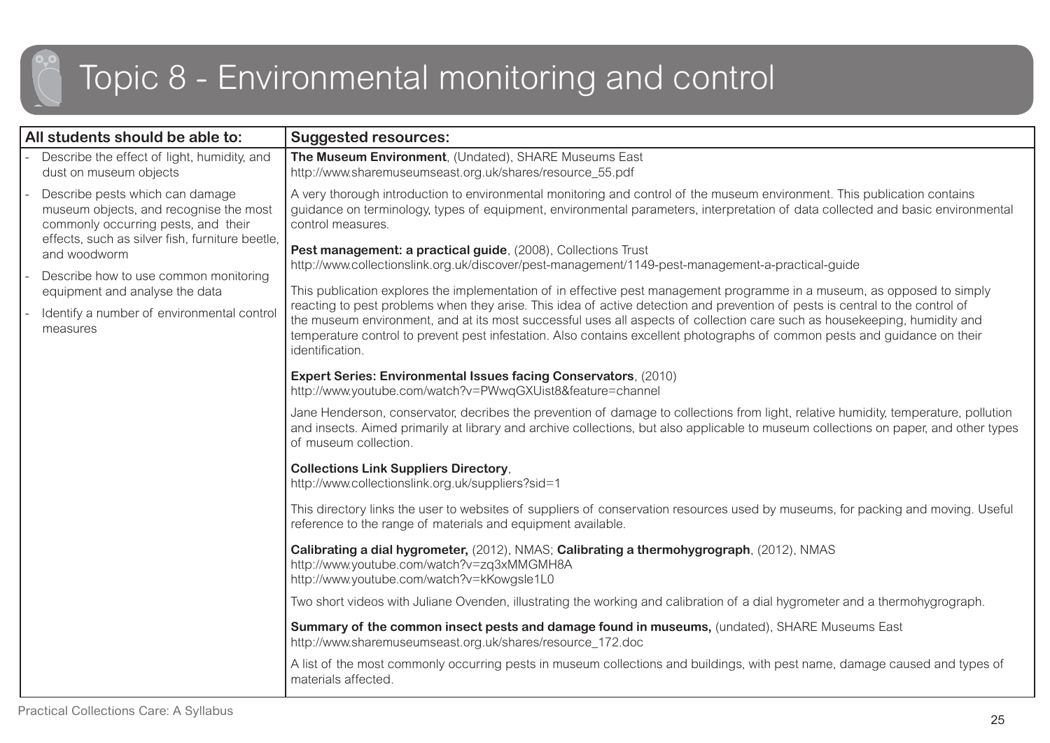# Topic 8 - Environmental monitoring and control

| All students should be able to: | Suggested resources: |
| --- | --- |
| - Describe the effect of light, humidity, and dust on museum objects<br>- Describe pests which can damage museum objects, and recognise the most commonly occurring pests, and their effects, such as silver fish, furniture beetle, and woodworm<br>- Describe how to use common monitoring equipment and analyse the data<br>- Identify a number of environmental control measures | **The Museum Environment**, (Undated), SHARE Museums East<br>http://www.sharemuseumseast.org.uk/shares/resource_55.pdf<br><br>A very thorough introduction to environmental monitoring and control of the museum environment. This publication contains guidance on terminology, types of equipment, environmental parameters, interpretation of data collected and basic environmental control measures.<br><br>**Pest management: a practical guide**, (2008), Collections Trust<br>http://www.collectionslink.org.uk/discover/pest-management/1149-pest-management-a-practical-guide<br><br>This publication explores the implementation of in effective pest management programme in a museum, as opposed to simply reacting to pest problems when they arise. This idea of active detection and prevention of pests is central to the control of the museum environment, and at its most successful uses all aspects of collection care such as housekeeping, humidity and temperature control to prevent pest infestation. Also contains excellent photographs of common pests and guidance on their identification.<br><br>**Expert Series: Environmental Issues facing Conservators**, (2010)<br>http://www.youtube.com/watch?v=PWwqGXUist8&feature=channel<br><br>Jane Henderson, conservator, decribes the prevention of damage to collections from light, relative humidity, temperature, pollution and insects. Aimed primarily at library and archive collections, but also applicable to museum collections on paper, and other types of museum collection.<br><br>**Collections Link Suppliers Directory**,<br>http://www.collectionslink.org.uk/suppliers?sid=1<br><br>This directory links the user to websites of suppliers of conservation resources used by museums, for packing and moving. Useful reference to the range of materials and equipment available.<br><br>**Calibrating a dial hygrometer,** (2012), NMAS; **Calibrating a thermohygrograph**, (2012), NMAS<br>http://www.youtube.com/watch?v=zq3xMMGMH8A<br>http://www.youtube.com/watch?v=kKowgsle1L0<br><br>Two short videos with Juliane Ovenden, illustrating the working and calibration of a dial hygrometer and a thermohygrograph.<br><br>**Summary of the common insect pests and damage found in museums,** (undated), SHARE Museums East<br>http://www.sharemuseumseast.org.uk/shares/resource_172.doc<br><br>A list of the most commonly occurring pests in museum collections and buildings, with pest name, damage caused and types of materials affected. |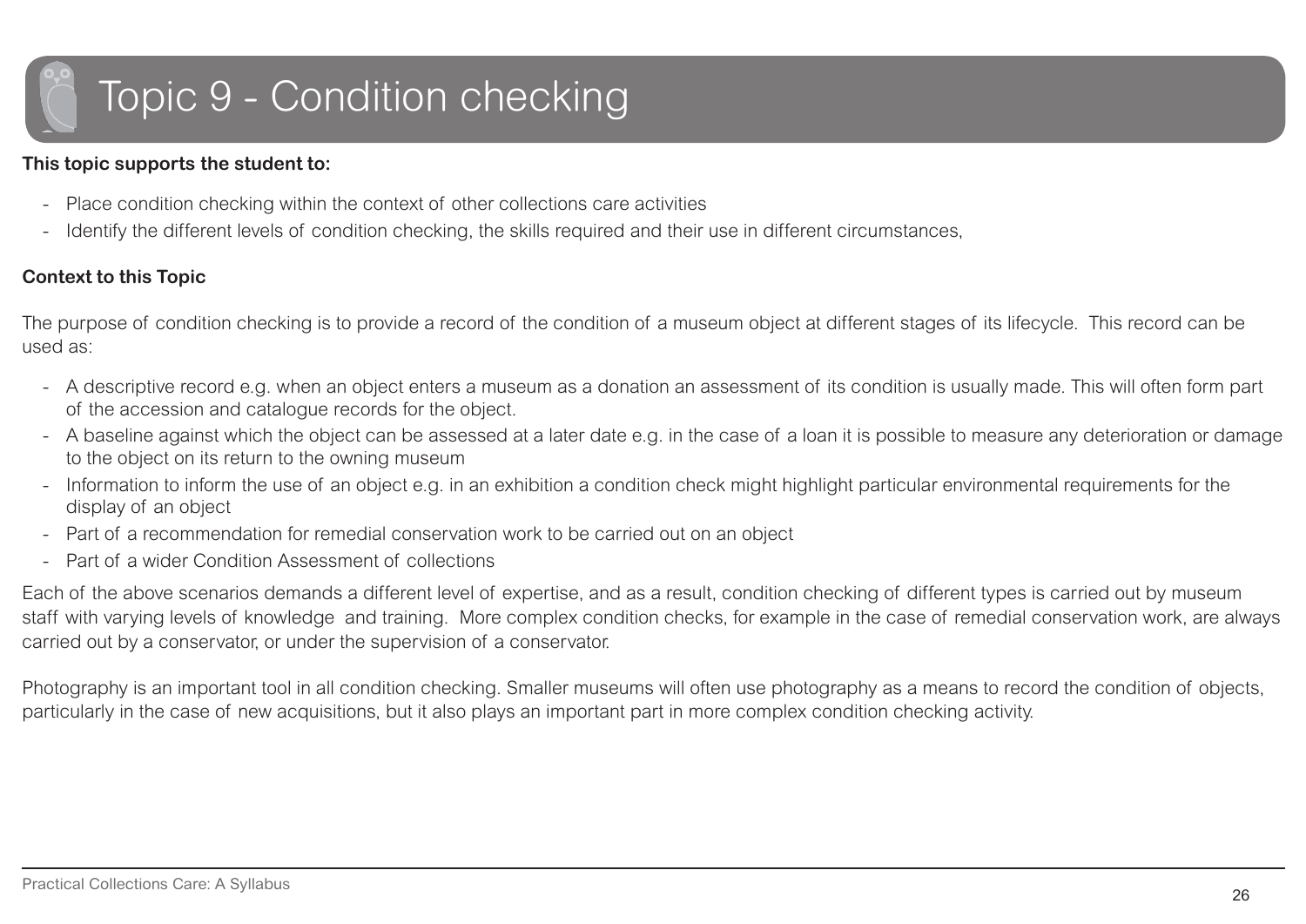# Topic 9 - Condition checking

**This topic supports the student to:**

- Place condition checking within the context of other collections care activities
- Identify the different levels of condition checking, the skills required and their use in different circumstances,

**Context to this Topic**

The purpose of condition checking is to provide a record of the condition of a museum object at different stages of its lifecycle. This record can be used as:

- A descriptive record e.g. when an object enters a museum as a donation an assessment of its condition is usually made. This will often form part of the accession and catalogue records for the object.
- A baseline against which the object can be assessed at a later date e.g. in the case of a loan it is possible to measure any deterioration or damage to the object on its return to the owning museum
- Information to inform the use of an object e.g. in an exhibition a condition check might highlight particular environmental requirements for the display of an object
- Part of a recommendation for remedial conservation work to be carried out on an object
- Part of a wider Condition Assessment of collections

Each of the above scenarios demands a different level of expertise, and as a result, condition checking of different types is carried out by museum staff with varying levels of knowledge and training. More complex condition checks, for example in the case of remedial conservation work, are always carried out by a conservator, or under the supervision of a conservator.

Photography is an important tool in all condition checking. Smaller museums will often use photography as a means to record the condition of objects, particularly in the case of new acquisitions, but it also plays an important part in more complex condition checking activity.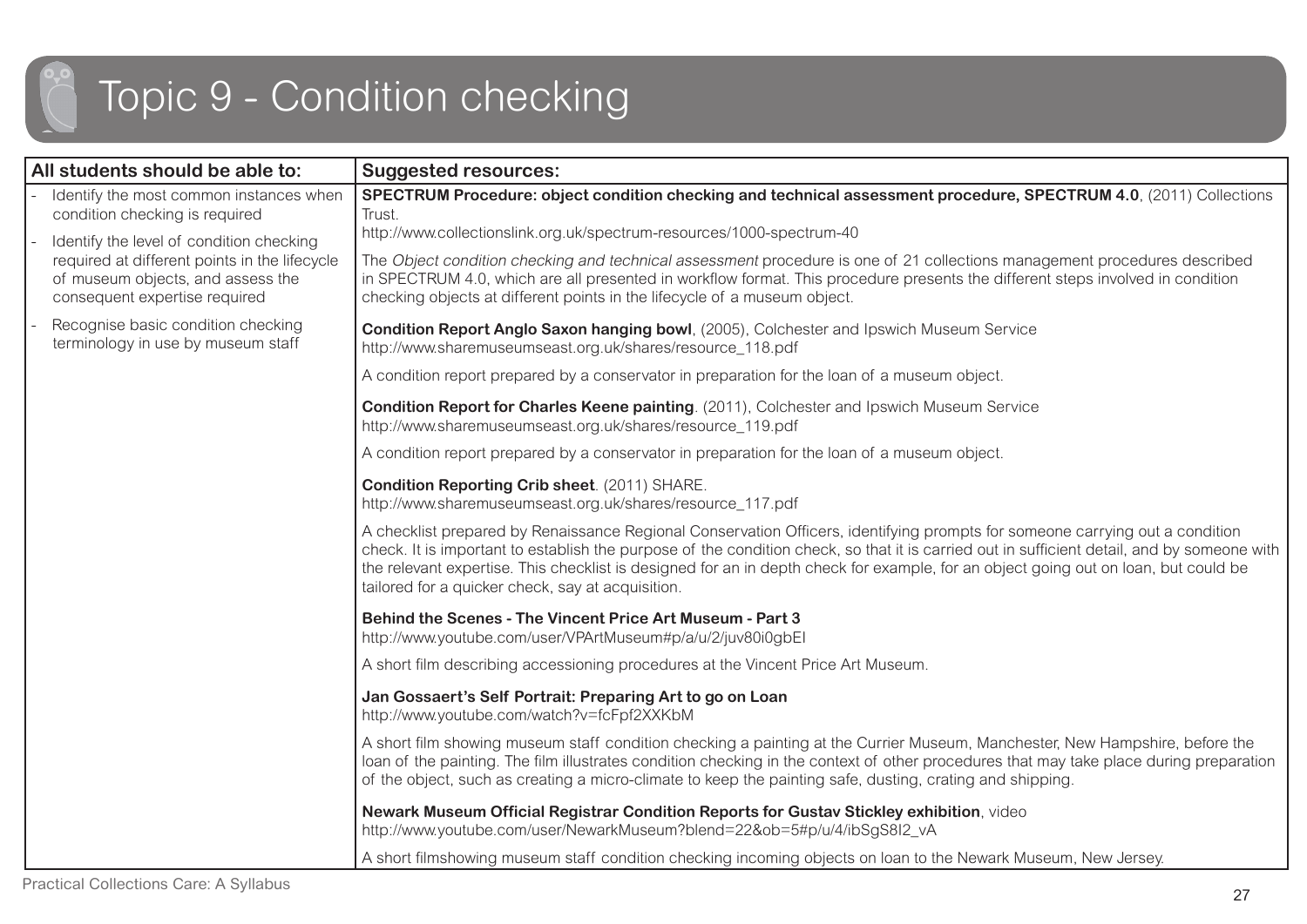# Topic 9 - Condition checking

| All students should be able to: | Suggested resources: |
|---|---|
| - Identify the most common instances when condition checking is required<br>- Identify the level of condition checking required at different points in the lifecycle of museum objects, and assess the consequent expertise required<br>- Recognise basic condition checking terminology in use by museum staff | **SPECTRUM Procedure: object condition checking and technical assessment procedure, SPECTRUM 4.0**, (2011) Collections Trust.<br>http://www.collectionslink.org.uk/spectrum-resources/1000-spectrum-40<br><br>The *Object condition checking and technical assessment* procedure is one of 21 collections management procedures described in SPECTRUM 4.0, which are all presented in workflow format. This procedure presents the different steps involved in condition checking objects at different points in the lifecycle of a museum object.<br><br>**Condition Report Anglo Saxon hanging bowl**, (2005), Colchester and Ipswich Museum Service<br>http://www.sharemuseumseast.org.uk/shares/resource_118.pdf<br><br>A condition report prepared by a conservator in preparation for the loan of a museum object.<br><br>**Condition Report for Charles Keene painting**. (2011), Colchester and Ipswich Museum Service<br>http://www.sharemuseumseast.org.uk/shares/resource_119.pdf<br><br>A condition report prepared by a conservator in preparation for the loan of a museum object.<br><br>**Condition Reporting Crib sheet**. (2011) SHARE.<br>http://www.sharemuseumseast.org.uk/shares/resource_117.pdf<br><br>A checklist prepared by Renaissance Regional Conservation Officers, identifying prompts for someone carrying out a condition check. It is important to establish the purpose of the condition check, so that it is carried out in sufficient detail, and by someone with the relevant expertise. This checklist is designed for an in depth check for example, for an object going out on loan, but could be tailored for a quicker check, say at acquisition.<br><br>**Behind the Scenes - The Vincent Price Art Museum - Part 3**<br>http://www.youtube.com/user/VPArtMuseum#p/a/u/2/juv80i0gbEI<br><br>A short film describing accessioning procedures at the Vincent Price Art Museum.<br><br>**Jan Gossaert's Self Portrait: Preparing Art to go on Loan**<br>http://www.youtube.com/watch?v=fcFpf2XXKbM<br><br>A short film showing museum staff condition checking a painting at the Currier Museum, Manchester, New Hampshire, before the loan of the painting. The film illustrates condition checking in the context of other procedures that may take place during preparation of the object, such as creating a micro-climate to keep the painting safe, dusting, crating and shipping.<br><br>**Newark Museum Official Registrar Condition Reports for Gustav Stickley exhibition**, video<br>http://www.youtube.com/user/NewarkMuseum?blend=22&ob=5#p/u/4/ibSgS8I2_vA<br><br>A short filmshowing museum staff condition checking incoming objects on loan to the Newark Museum, New Jersey. |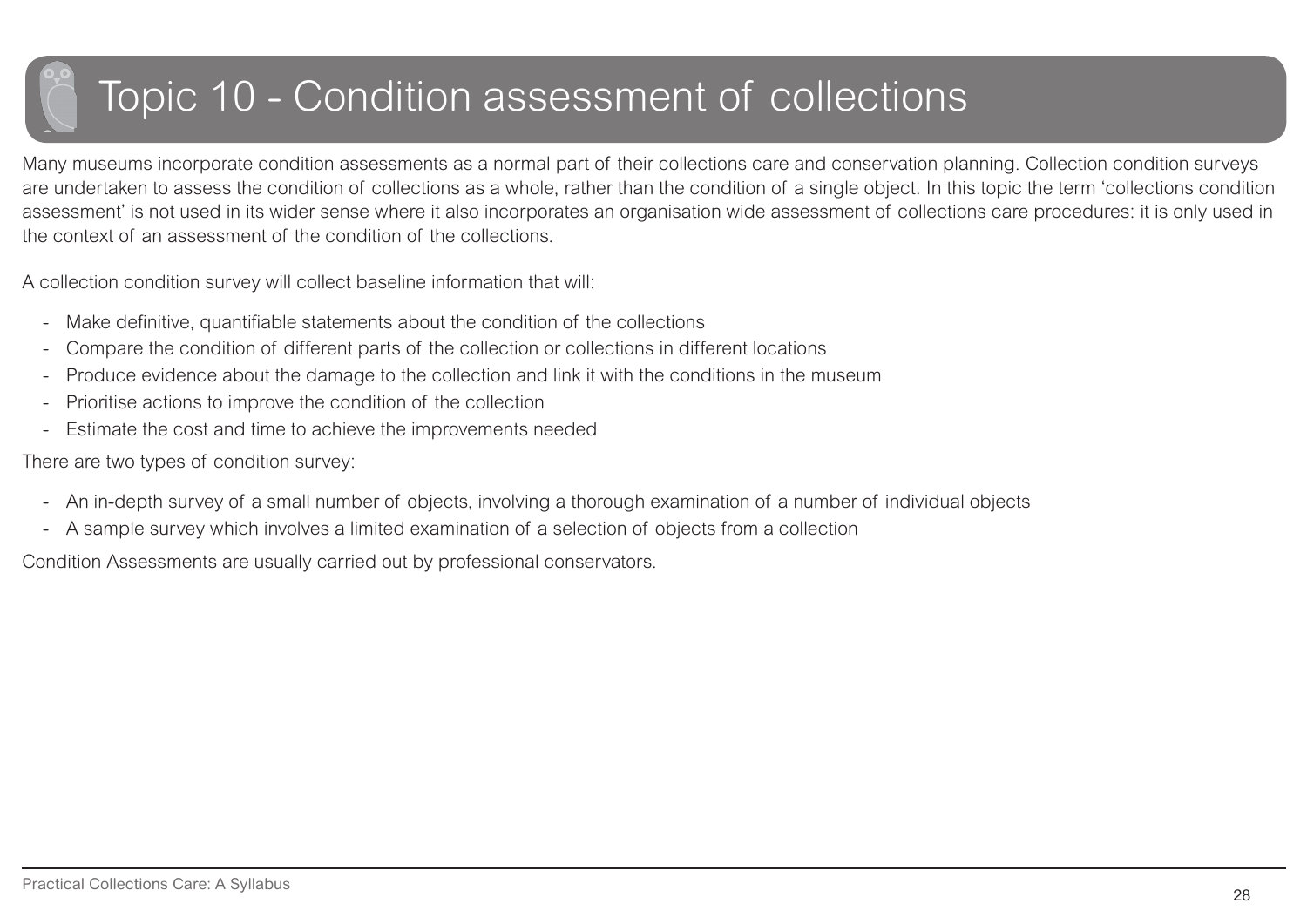# Topic 10 - Condition assessment of collections

Many museums incorporate condition assessments as a normal part of their collections care and conservation planning. Collection condition surveys are undertaken to assess the condition of collections as a whole, rather than the condition of a single object. In this topic the term 'collections condition assessment' is not used in its wider sense where it also incorporates an organisation wide assessment of collections care procedures: it is only used in the context of an assessment of the condition of the collections.

A collection condition survey will collect baseline information that will:

- Make definitive, quantifiable statements about the condition of the collections
- Compare the condition of different parts of the collection or collections in different locations
- Produce evidence about the damage to the collection and link it with the conditions in the museum
- Prioritise actions to improve the condition of the collection
- Estimate the cost and time to achieve the improvements needed

There are two types of condition survey:

- An in-depth survey of a small number of objects, involving a thorough examination of a number of individual objects
- A sample survey which involves a limited examination of a selection of objects from a collection

Condition Assessments are usually carried out by professional conservators.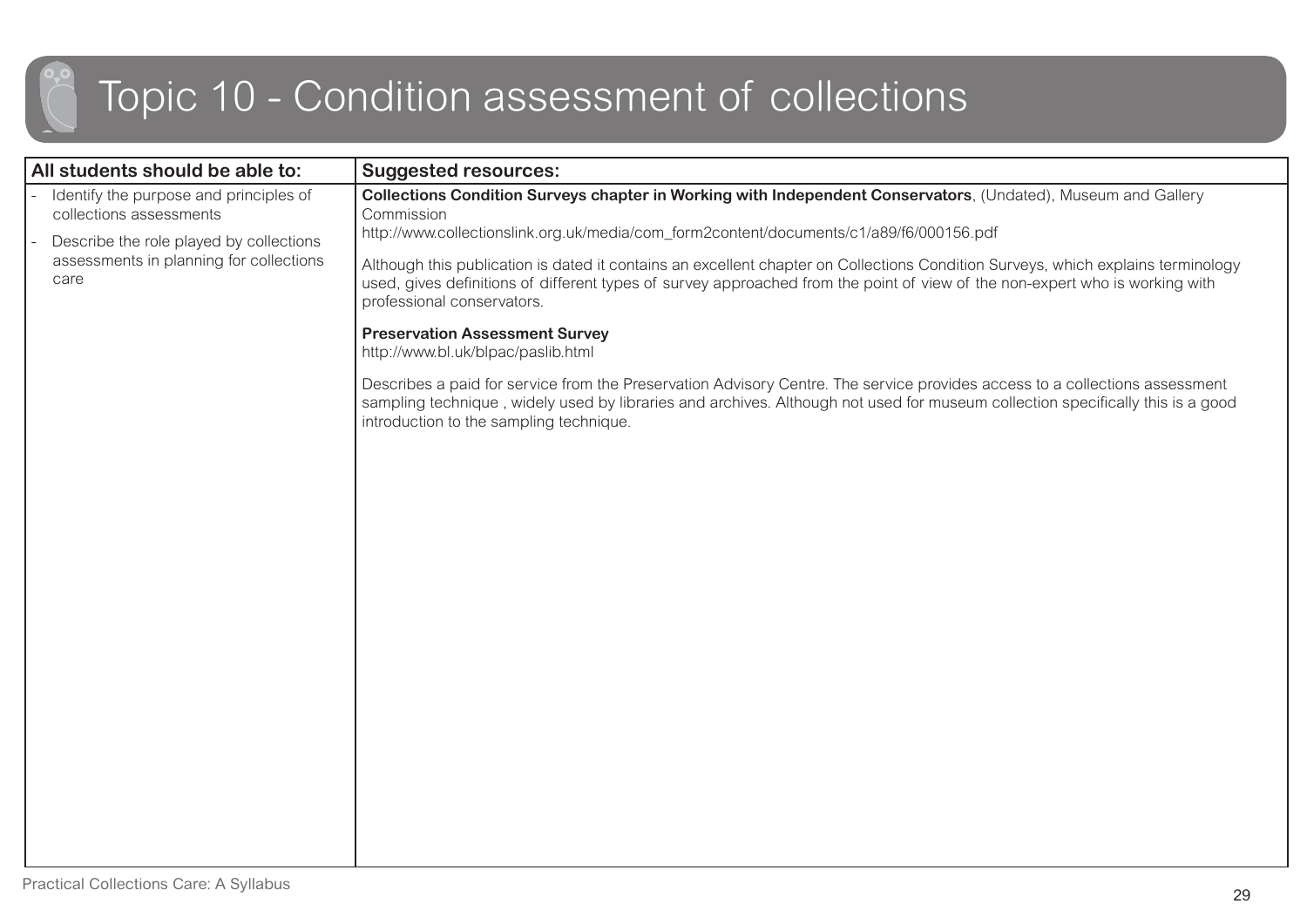# Topic 10 - Condition assessment of collections

| All students should be able to: | Suggested resources: |
|---|---|
| - Identify the purpose and principles of collections assessments<br>- Describe the role played by collections assessments in planning for collections care | **Collections Condition Surveys chapter in Working with Independent Conservators**, (Undated), Museum and Gallery Commission<br>http://www.collectionslink.org.uk/media/com_form2content/documents/c1/a89/f6/000156.pdf<br><br>Although this publication is dated it contains an excellent chapter on Collections Condition Surveys, which explains terminology used, gives definitions of different types of survey approached from the point of view of the non-expert who is working with professional conservators.<br><br>**Preservation Assessment Survey**<br>http://www.bl.uk/blpac/paslib.html<br><br>Describes a paid for service from the Preservation Advisory Centre. The service provides access to a collections assessment sampling technique , widely used by libraries and archives. Although not used for museum collection specifically this is a good introduction to the sampling technique. |

Practical Collections Care: A Syllabus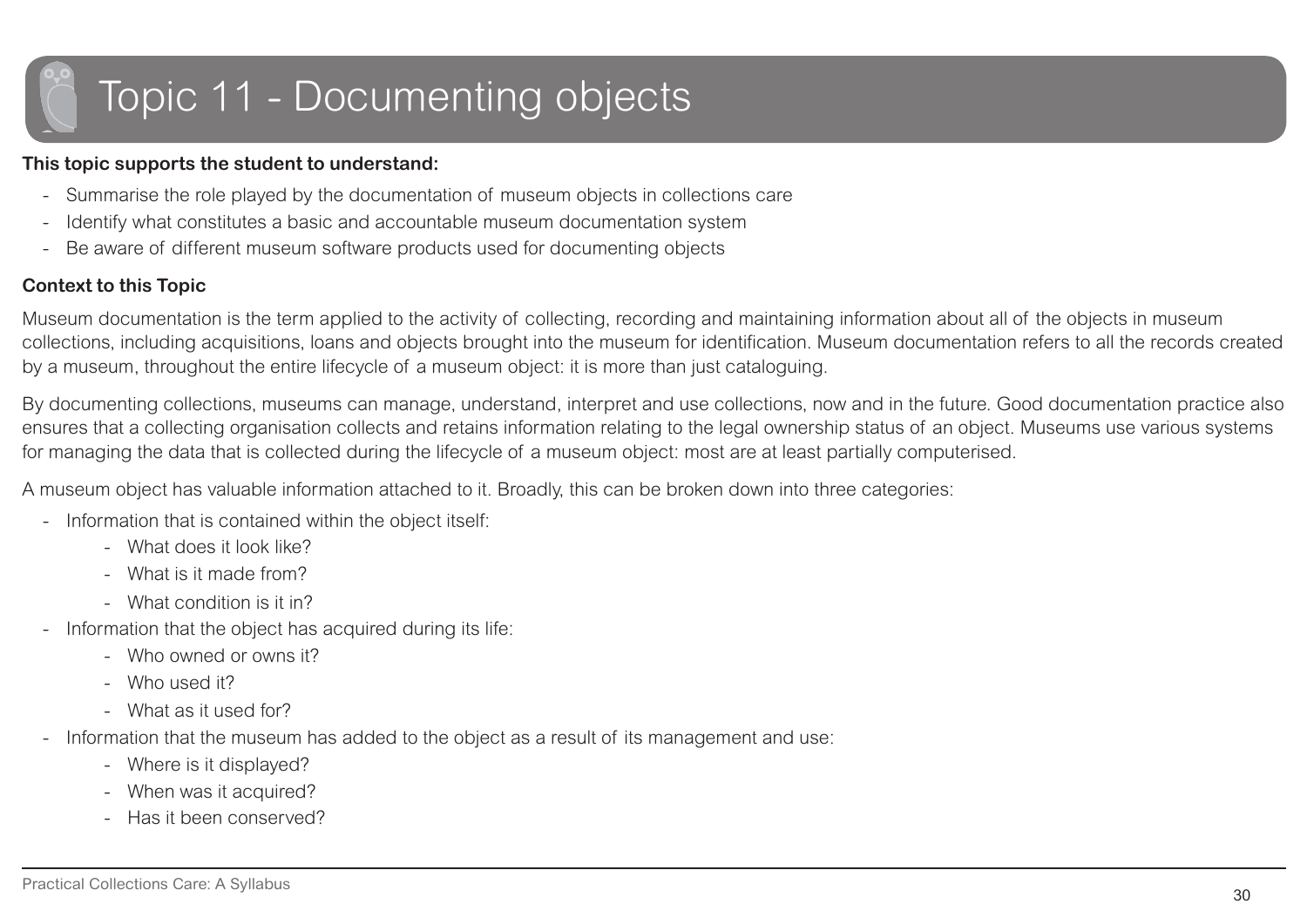# Topic 11 - Documenting objects

**This topic supports the student to understand:**

- Summarise the role played by the documentation of museum objects in collections care
- Identify what constitutes a basic and accountable museum documentation system
- Be aware of different museum software products used for documenting objects

**Context to this Topic**

Museum documentation is the term applied to the activity of collecting, recording and maintaining information about all of the objects in museum collections, including acquisitions, loans and objects brought into the museum for identification. Museum documentation refers to all the records created by a museum, throughout the entire lifecycle of a museum object: it is more than just cataloguing.

By documenting collections, museums can manage, understand, interpret and use collections, now and in the future. Good documentation practice also ensures that a collecting organisation collects and retains information relating to the legal ownership status of an object. Museums use various systems for managing the data that is collected during the lifecycle of a museum object: most are at least partially computerised.

A museum object has valuable information attached to it. Broadly, this can be broken down into three categories:

- Information that is contained within the object itself:
  - What does it look like?
  - What is it made from?
  - What condition is it in?
- Information that the object has acquired during its life:
  - Who owned or owns it?
  - Who used it?
  - What as it used for?
- Information that the museum has added to the object as a result of its management and use:
  - Where is it displayed?
  - When was it acquired?
  - Has it been conserved?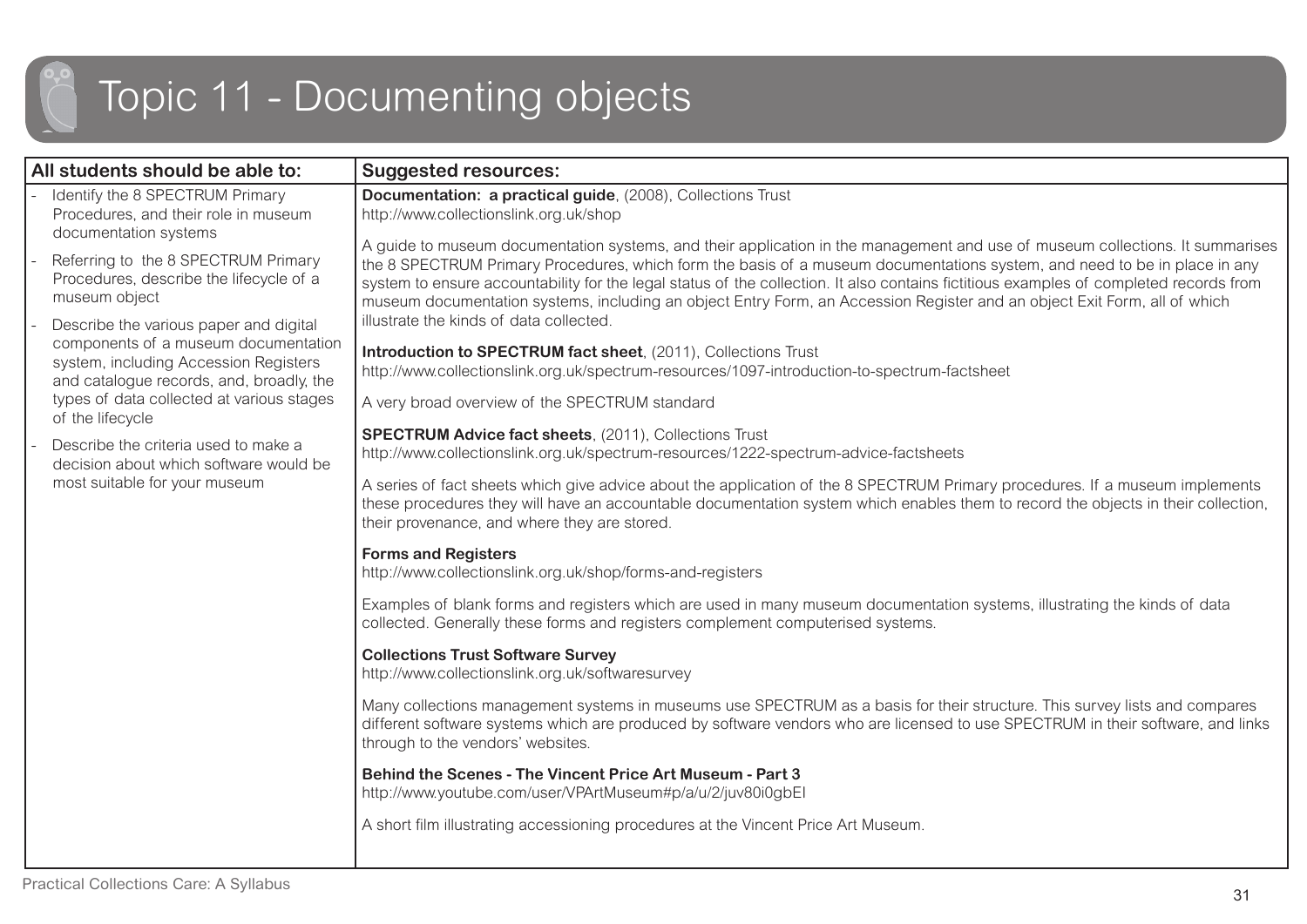# Topic 11 - Documenting objects

| All students should be able to: | Suggested resources: |
|---|---|
| - Identify the 8 SPECTRUM Primary Procedures, and their role in museum documentation systems<br>- Referring to the 8 SPECTRUM Primary Procedures, describe the lifecycle of a museum object<br>- Describe the various paper and digital components of a museum documentation system, including Accession Registers and catalogue records, and, broadly, the types of data collected at various stages of the lifecycle<br>- Describe the criteria used to make a decision about which software would be most suitable for your museum | **Documentation: a practical guide**, (2008), Collections Trust<br>http://www.collectionslink.org.uk/shop<br><br>A guide to museum documentation systems, and their application in the management and use of museum collections. It summarises the 8 SPECTRUM Primary Procedures, which form the basis of a museum documentations system, and need to be in place in any system to ensure accountability for the legal status of the collection. It also contains fictitious examples of completed records from museum documentation systems, including an object Entry Form, an Accession Register and an object Exit Form, all of which illustrate the kinds of data collected.<br><br>**Introduction to SPECTRUM fact sheet**, (2011), Collections Trust<br>http://www.collectionslink.org.uk/spectrum-resources/1097-introduction-to-spectrum-factsheet<br><br>A very broad overview of the SPECTRUM standard<br><br>**SPECTRUM Advice fact sheets**, (2011), Collections Trust<br>http://www.collectionslink.org.uk/spectrum-resources/1222-spectrum-advice-factsheets<br><br>A series of fact sheets which give advice about the application of the 8 SPECTRUM Primary procedures. If a museum implements these procedures they will have an accountable documentation system which enables them to record the objects in their collection, their provenance, and where they are stored.<br><br>**Forms and Registers**<br>http://www.collectionslink.org.uk/shop/forms-and-registers<br><br>Examples of blank forms and registers which are used in many museum documentation systems, illustrating the kinds of data collected. Generally these forms and registers complement computerised systems.<br><br>**Collections Trust Software Survey**<br>http://www.collectionslink.org.uk/softwaresurvey<br><br>Many collections management systems in museums use SPECTRUM as a basis for their structure. This survey lists and compares different software systems which are produced by software vendors who are licensed to use SPECTRUM in their software, and links through to the vendors' websites.<br><br>**Behind the Scenes - The Vincent Price Art Museum - Part 3**<br>http://www.youtube.com/user/VPArtMuseum#p/a/u/2/juv80i0gbEI<br><br>A short film illustrating accessioning procedures at the Vincent Price Art Museum. |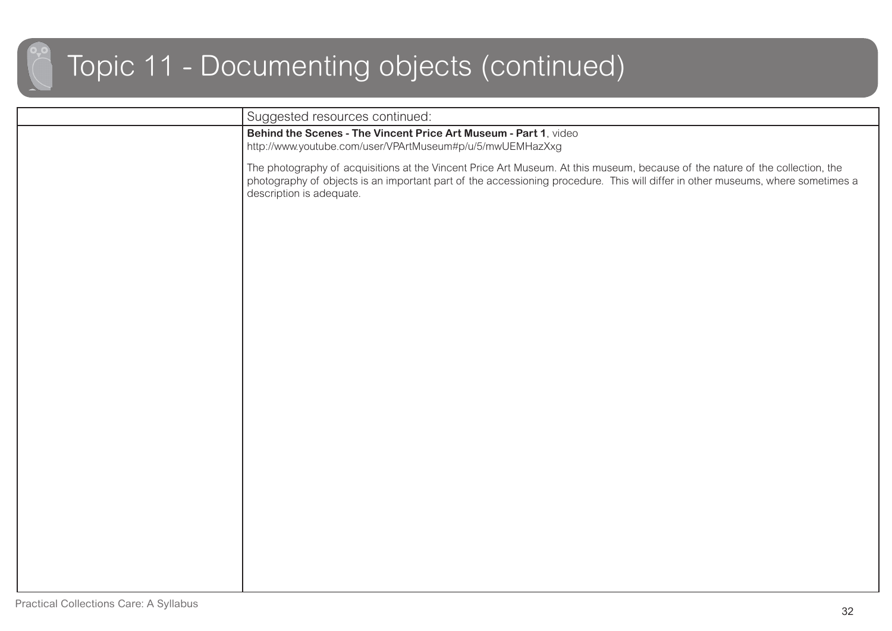# Topic 11 - Documenting objects (continued)

| | Suggested resources continued: |
|---|---|
| | **Behind the Scenes - The Vincent Price Art Museum - Part 1**, video<br>http://www.youtube.com/user/VPArtMuseum#p/u/5/mwUEMHazXxg<br><br>The photography of acquisitions at the Vincent Price Art Museum. At this museum, because of the nature of the collection, the photography of objects is an important part of the accessioning procedure. This will differ in other museums, where sometimes a description is adequate. |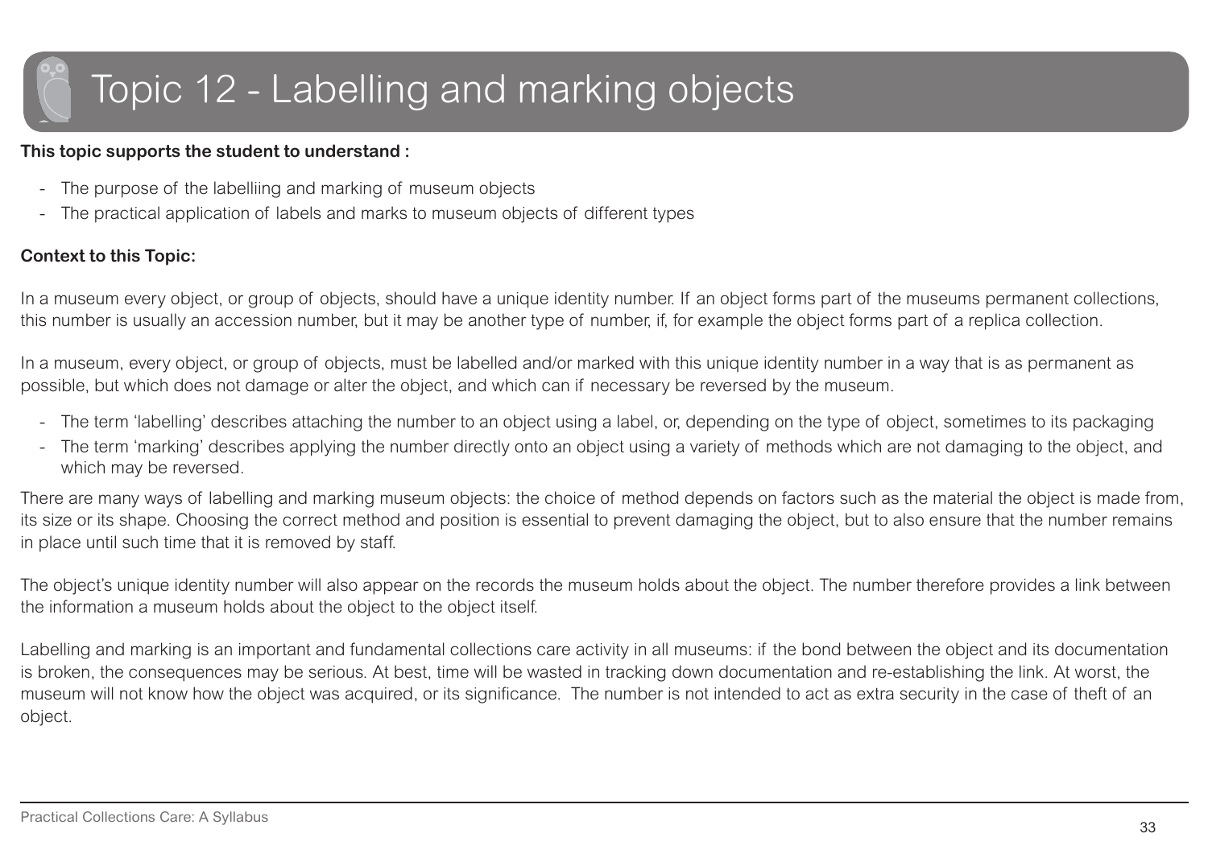# Topic 12 - Labelling and marking objects

**This topic supports the student to understand :**

- The purpose of the labelliing and marking of museum objects
- The practical application of labels and marks to museum objects of different types

**Context to this Topic:**

In a museum every object, or group of objects, should have a unique identity number. If an object forms part of the museums permanent collections, this number is usually an accession number, but it may be another type of number, if, for example the object forms part of a replica collection.

In a museum, every object, or group of objects, must be labelled and/or marked with this unique identity number in a way that is as permanent as possible, but which does not damage or alter the object, and which can if necessary be reversed by the museum.

- The term 'labelling' describes attaching the number to an object using a label, or, depending on the type of object, sometimes to its packaging
- The term 'marking' describes applying the number directly onto an object using a variety of methods which are not damaging to the object, and which may be reversed.

There are many ways of labelling and marking museum objects: the choice of method depends on factors such as the material the object is made from, its size or its shape. Choosing the correct method and position is essential to prevent damaging the object, but to also ensure that the number remains in place until such time that it is removed by staff.

The object's unique identity number will also appear on the records the museum holds about the object. The number therefore provides a link between the information a museum holds about the object to the object itself.

Labelling and marking is an important and fundamental collections care activity in all museums: if the bond between the object and its documentation is broken, the consequences may be serious. At best, time will be wasted in tracking down documentation and re-establishing the link. At worst, the museum will not know how the object was acquired, or its significance. The number is not intended to act as extra security in the case of theft of an object.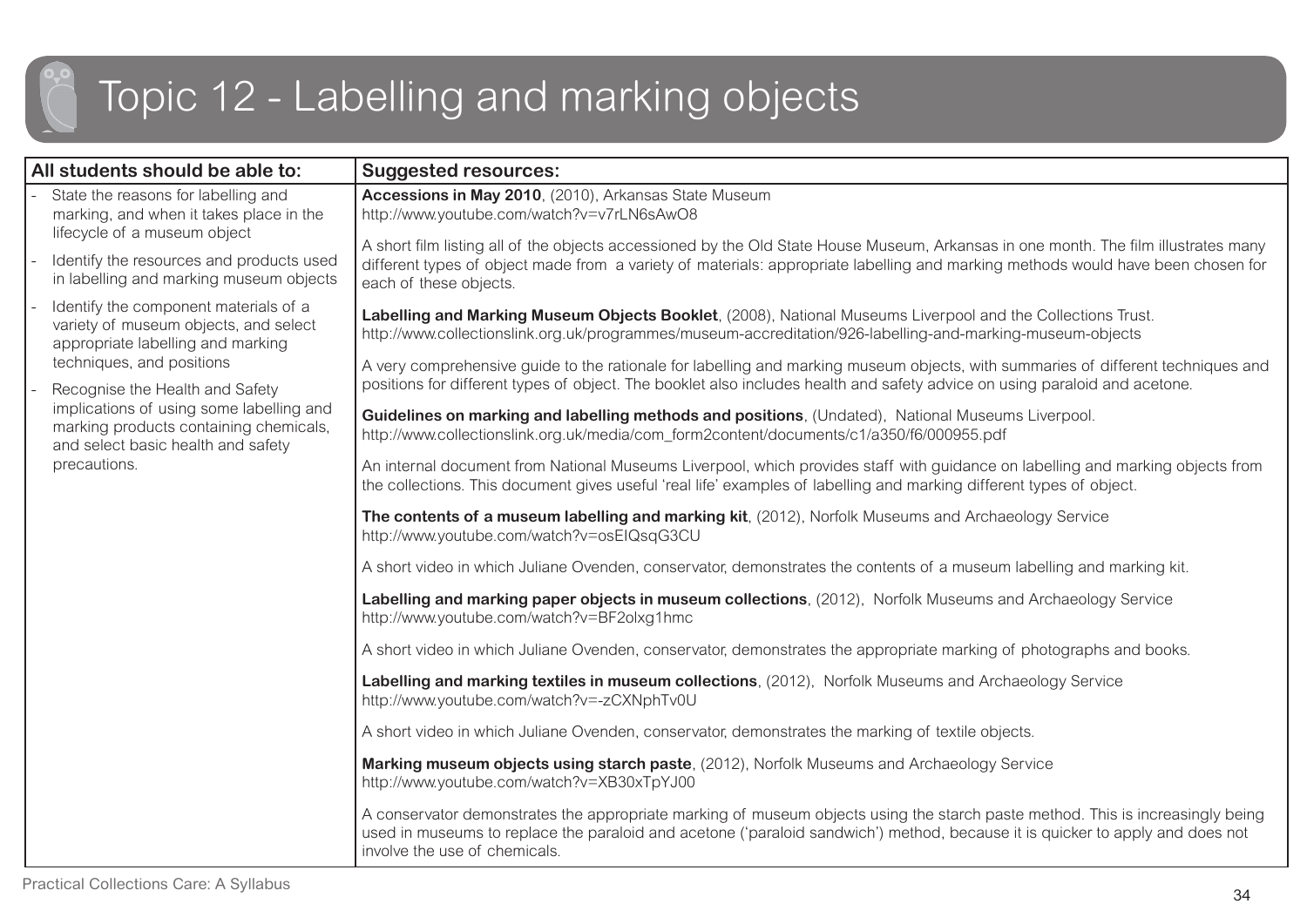# Topic 12 - Labelling and marking objects

| All students should be able to: | Suggested resources: |
|---|---|
| - State the reasons for labelling and marking, and when it takes place in the lifecycle of a museum object<br>- Identify the resources and products used in labelling and marking museum objects<br>- Identify the component materials of a variety of museum objects, and select appropriate labelling and marking techniques, and positions<br>- Recognise the Health and Safety implications of using some labelling and marking products containing chemicals, and select basic health and safety precautions. | **Accessions in May 2010**, (2010), Arkansas State Museum<br>http://www.youtube.com/watch?v=v7rLN6sAwO8<br><br>A short film listing all of the objects accessioned by the Old State House Museum, Arkansas in one month. The film illustrates many different types of object made from a variety of materials: appropriate labelling and marking methods would have been chosen for each of these objects.<br><br>**Labelling and Marking Museum Objects Booklet**, (2008), National Museums Liverpool and the Collections Trust.<br>http://www.collectionslink.org.uk/programmes/museum-accreditation/926-labelling-and-marking-museum-objects<br><br>A very comprehensive guide to the rationale for labelling and marking museum objects, with summaries of different techniques and positions for different types of object. The booklet also includes health and safety advice on using paraloid and acetone.<br><br>**Guidelines on marking and labelling methods and positions**, (Undated), National Museums Liverpool.<br>http://www.collectionslink.org.uk/media/com_form2content/documents/c1/a350/f6/000955.pdf<br><br>An internal document from National Museums Liverpool, which provides staff with guidance on labelling and marking objects from the collections. This document gives useful 'real life' examples of labelling and marking different types of object.<br><br>**The contents of a museum labelling and marking kit**, (2012), Norfolk Museums and Archaeology Service<br>http://www.youtube.com/watch?v=osElQsqG3CU<br><br>A short video in which Juliane Ovenden, conservator, demonstrates the contents of a museum labelling and marking kit.<br><br>**Labelling and marking paper objects in museum collections**, (2012), Norfolk Museums and Archaeology Service<br>http://www.youtube.com/watch?v=BF2olxg1hmc<br><br>A short video in which Juliane Ovenden, conservator, demonstrates the appropriate marking of photographs and books.<br><br>**Labelling and marking textiles in museum collections**, (2012), Norfolk Museums and Archaeology Service<br>http://www.youtube.com/watch?v=-zCXNphTv0U<br><br>A short video in which Juliane Ovenden, conservator, demonstrates the marking of textile objects.<br><br>**Marking museum objects using starch paste**, (2012), Norfolk Museums and Archaeology Service<br>http://www.youtube.com/watch?v=XB30xTpYJ00<br><br>A conservator demonstrates the appropriate marking of museum objects using the starch paste method. This is increasingly being used in museums to replace the paraloid and acetone ('paraloid sandwich') method, because it is quicker to apply and does not involve the use of chemicals. |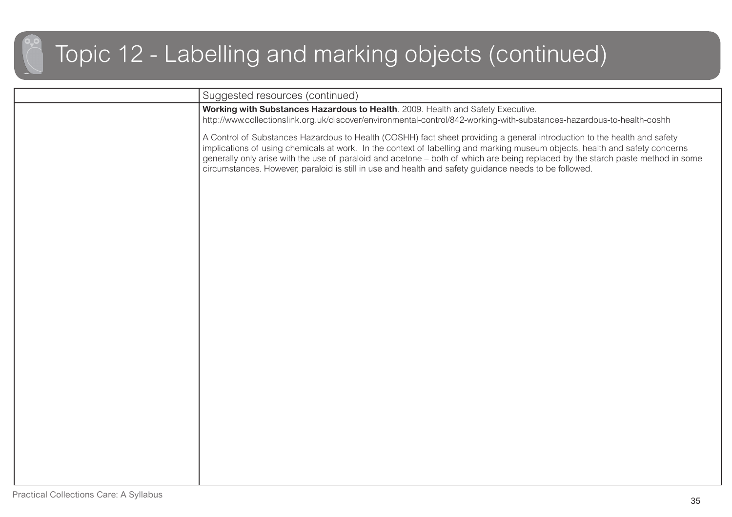# Topic 12 - Labelling and marking objects (continued)

| | Suggested resources (continued) |
|---|---|
| | **Working with Substances Hazardous to Health**. 2009. Health and Safety Executive. http://www.collectionslink.org.uk/discover/environmental-control/842-working-with-substances-hazardous-to-health-coshh<br><br>A Control of Substances Hazardous to Health (COSHH) fact sheet providing a general introduction to the health and safety implications of using chemicals at work. In the context of labelling and marking museum objects, health and safety concerns generally only arise with the use of paraloid and acetone – both of which are being replaced by the starch paste method in some circumstances. However, paraloid is still in use and health and safety guidance needs to be followed. |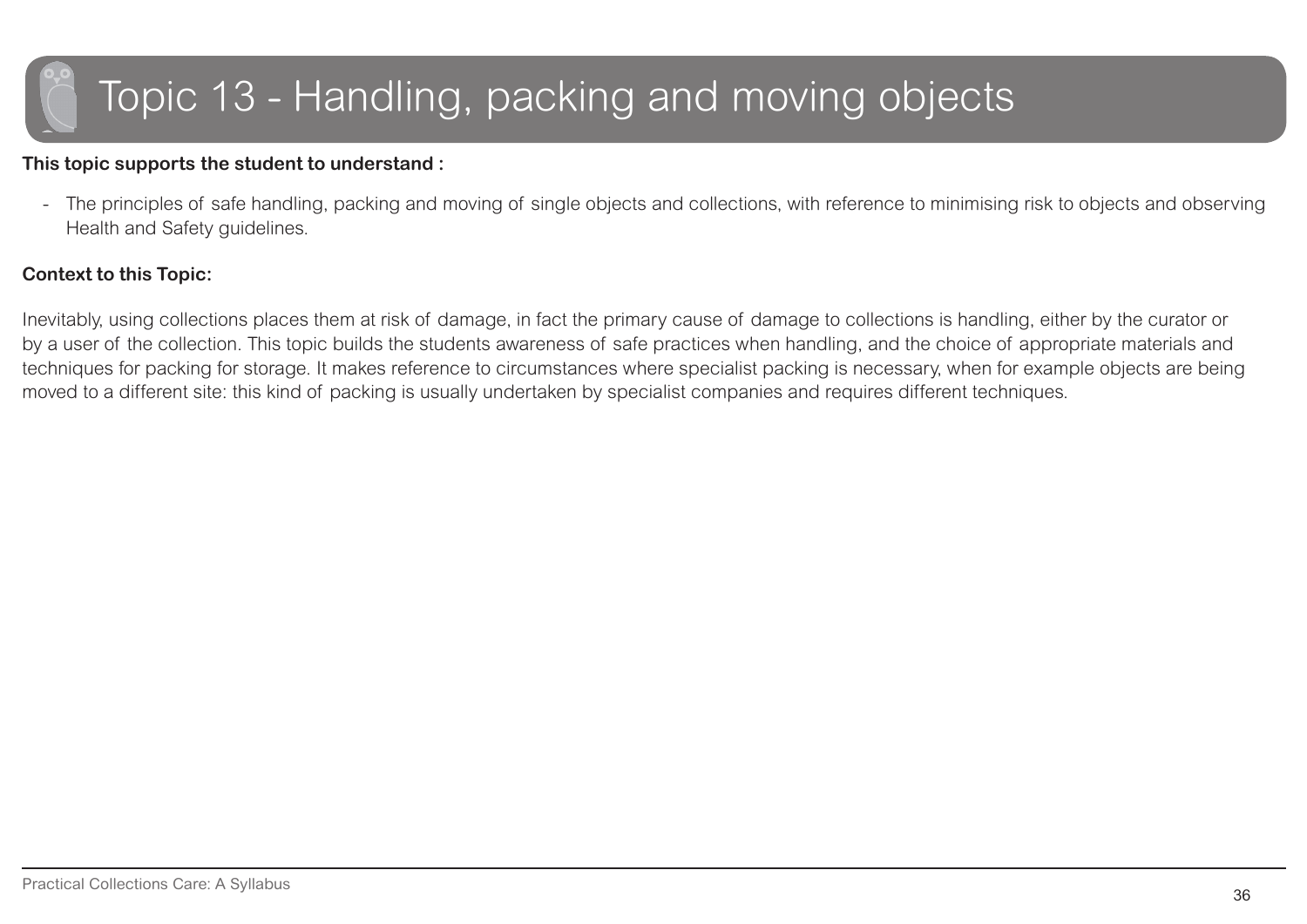# Topic 13 - Handling, packing and moving objects

**This topic supports the student to understand :**

- The principles of safe handling, packing and moving of single objects and collections, with reference to minimising risk to objects and observing Health and Safety guidelines.

**Context to this Topic:**

Inevitably, using collections places them at risk of damage, in fact the primary cause of damage to collections is handling, either by the curator or by a user of the collection. This topic builds the students awareness of safe practices when handling, and the choice of appropriate materials and techniques for packing for storage. It makes reference to circumstances where specialist packing is necessary, when for example objects are being moved to a different site: this kind of packing is usually undertaken by specialist companies and requires different techniques.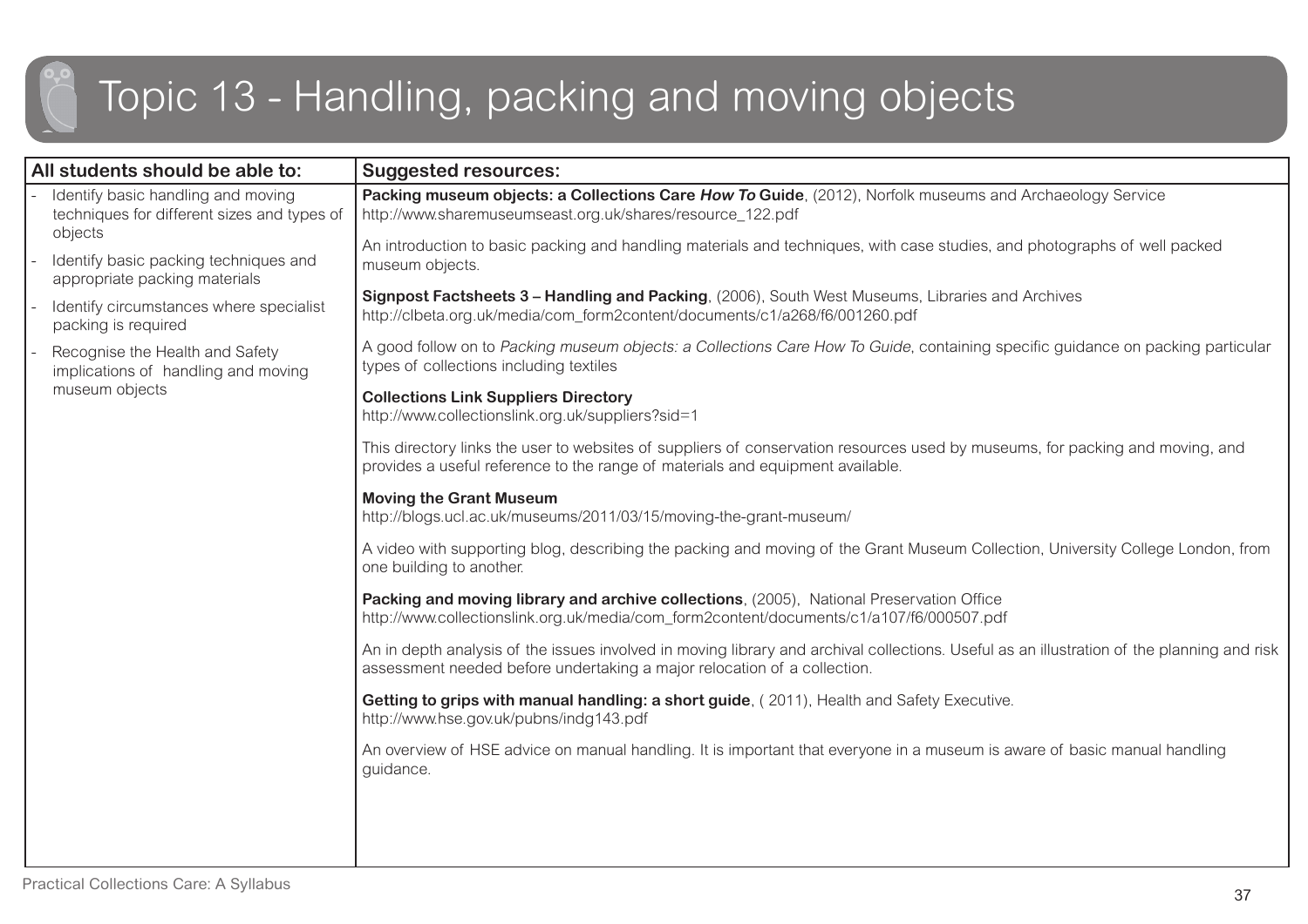# Topic 13 - Handling, packing and moving objects

| All students should be able to: | Suggested resources: |
|---|---|
| - Identify basic handling and moving techniques for different sizes and types of objects<br>- Identify basic packing techniques and appropriate packing materials<br>- Identify circumstances where specialist packing is required<br>- Recognise the Health and Safety implications of handling and moving museum objects | **Packing museum objects: a Collections Care *How To* Guide**, (2012), Norfolk museums and Archaeology Service<br>http://www.sharemuseumseast.org.uk/shares/resource_122.pdf<br><br>An introduction to basic packing and handling materials and techniques, with case studies, and photographs of well packed museum objects.<br><br>**Signpost Factsheets 3 – Handling and Packing**, (2006), South West Museums, Libraries and Archives<br>http://clbeta.org.uk/media/com_form2content/documents/c1/a268/f6/001260.pdf<br><br>A good follow on to *Packing museum objects: a Collections Care How To Guide*, containing specific guidance on packing particular types of collections including textiles<br><br>**Collections Link Suppliers Directory**<br>http://www.collectionslink.org.uk/suppliers?sid=1<br><br>This directory links the user to websites of suppliers of conservation resources used by museums, for packing and moving, and provides a useful reference to the range of materials and equipment available.<br><br>**Moving the Grant Museum**<br>http://blogs.ucl.ac.uk/museums/2011/03/15/moving-the-grant-museum/<br><br>A video with supporting blog, describing the packing and moving of the Grant Museum Collection, University College London, from one building to another.<br><br>**Packing and moving library and archive collections**, (2005), National Preservation Office<br>http://www.collectionslink.org.uk/media/com_form2content/documents/c1/a107/f6/000507.pdf<br><br>An in depth analysis of the issues involved in moving library and archival collections. Useful as an illustration of the planning and risk assessment needed before undertaking a major relocation of a collection.<br><br>**Getting to grips with manual handling: a short guide**, ( 2011), Health and Safety Executive.<br>http://www.hse.gov.uk/pubns/indg143.pdf<br><br>An overview of HSE advice on manual handling. It is important that everyone in a museum is aware of basic manual handling guidance. |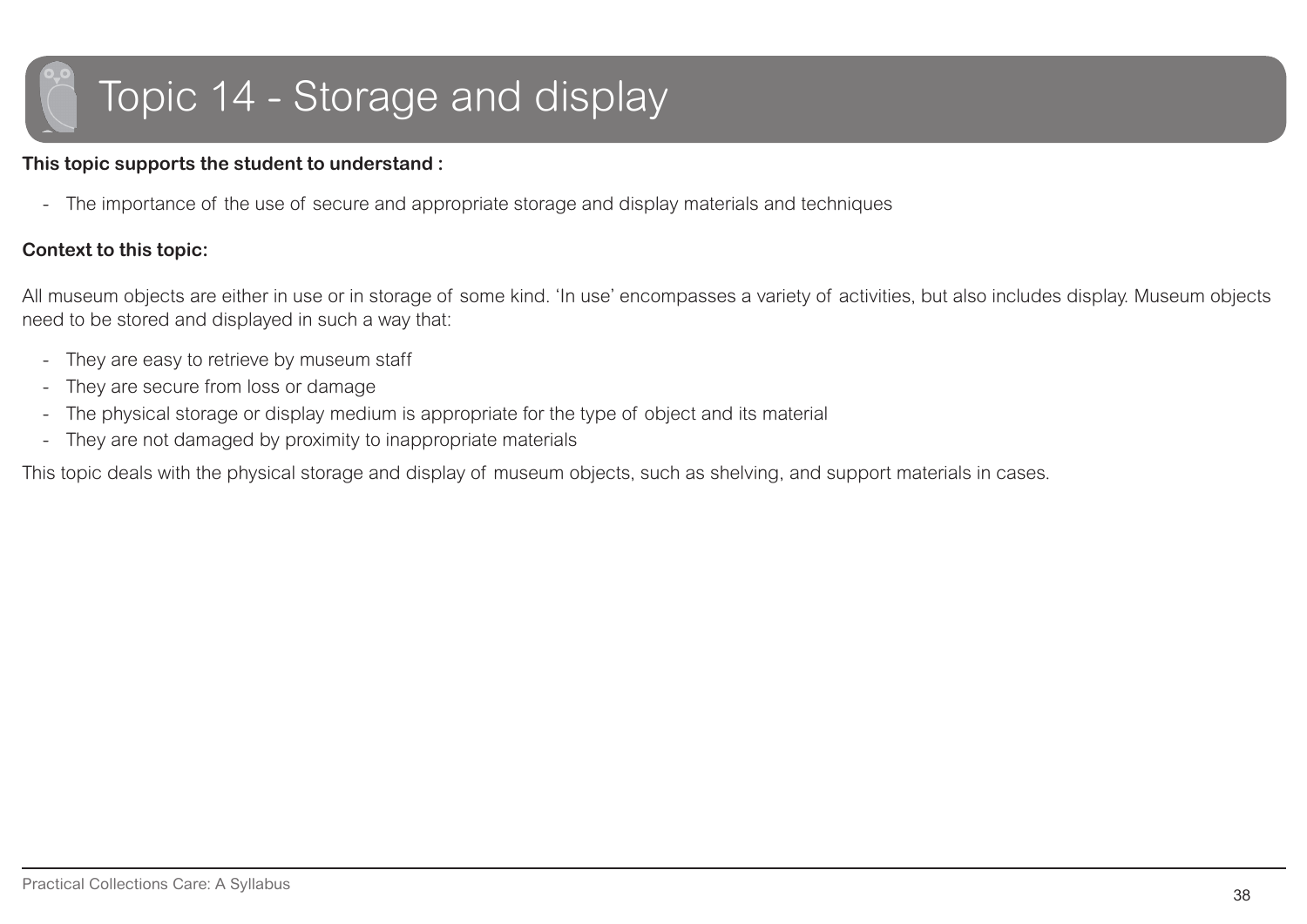# Topic 14 - Storage and display

**This topic supports the student to understand :**

- The importance of the use of secure and appropriate storage and display materials and techniques

**Context to this topic:**

All museum objects are either in use or in storage of some kind. 'In use' encompasses a variety of activities, but also includes display. Museum objects need to be stored and displayed in such a way that:

- They are easy to retrieve by museum staff
- They are secure from loss or damage
- The physical storage or display medium is appropriate for the type of object and its material
- They are not damaged by proximity to inappropriate materials

This topic deals with the physical storage and display of museum objects, such as shelving, and support materials in cases.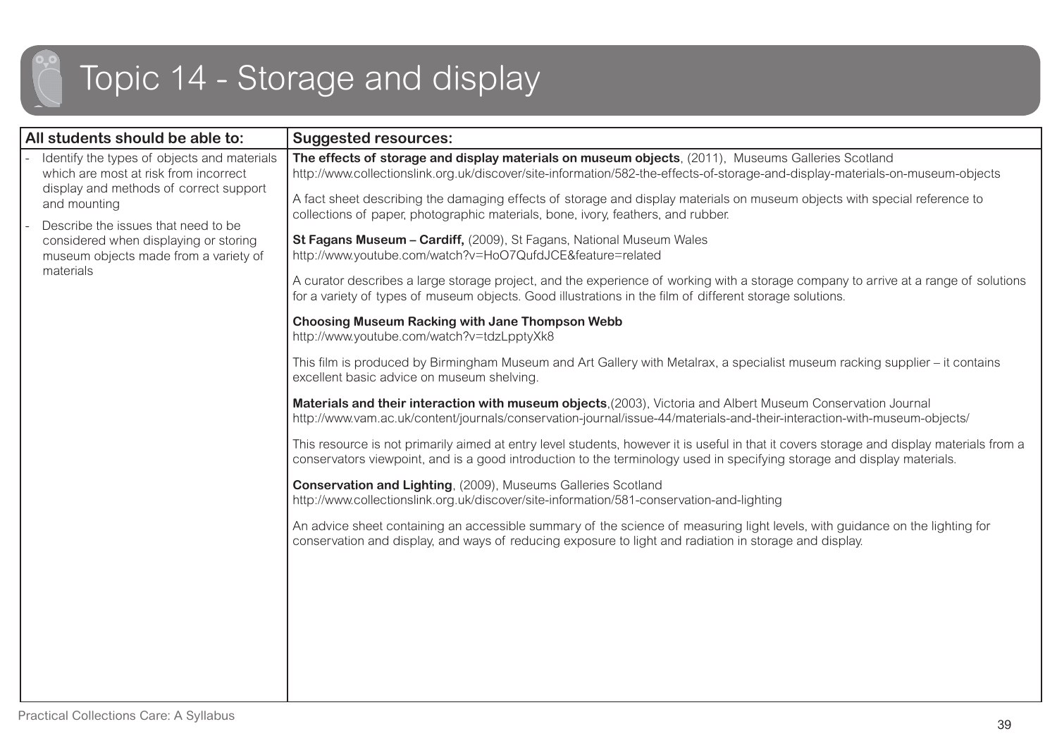# Topic 14 - Storage and display

| All students should be able to: | Suggested resources: |
| --- | --- |
| - Identify the types of objects and materials which are most at risk from incorrect display and methods of correct support and mounting<br>- Describe the issues that need to be considered when displaying or storing museum objects made from a variety of materials | **The effects of storage and display materials on museum objects**, (2011), Museums Galleries Scotland<br>http://www.collectionslink.org.uk/discover/site-information/582-the-effects-of-storage-and-display-materials-on-museum-objects<br><br>A fact sheet describing the damaging effects of storage and display materials on museum objects with special reference to collections of paper, photographic materials, bone, ivory, feathers, and rubber.<br><br>**St Fagans Museum – Cardiff,** (2009), St Fagans, National Museum Wales<br>http://www.youtube.com/watch?v=HoO7QufdJCE&feature=related<br><br>A curator describes a large storage project, and the experience of working with a storage company to arrive at a range of solutions for a variety of types of museum objects. Good illustrations in the film of different storage solutions.<br><br>**Choosing Museum Racking with Jane Thompson Webb**<br>http://www.youtube.com/watch?v=tdzLpptyXk8<br><br>This film is produced by Birmingham Museum and Art Gallery with Metalrax, a specialist museum racking supplier – it contains excellent basic advice on museum shelving.<br><br>**Materials and their interaction with museum objects**,(2003), Victoria and Albert Museum Conservation Journal<br>http://www.vam.ac.uk/content/journals/conservation-journal/issue-44/materials-and-their-interaction-with-museum-objects/<br><br>This resource is not primarily aimed at entry level students, however it is useful in that it covers storage and display materials from a conservators viewpoint, and is a good introduction to the terminology used in specifying storage and display materials.<br><br>**Conservation and Lighting**, (2009), Museums Galleries Scotland<br>http://www.collectionslink.org.uk/discover/site-information/581-conservation-and-lighting<br><br>An advice sheet containing an accessible summary of the science of measuring light levels, with guidance on the lighting for conservation and display, and ways of reducing exposure to light and radiation in storage and display. |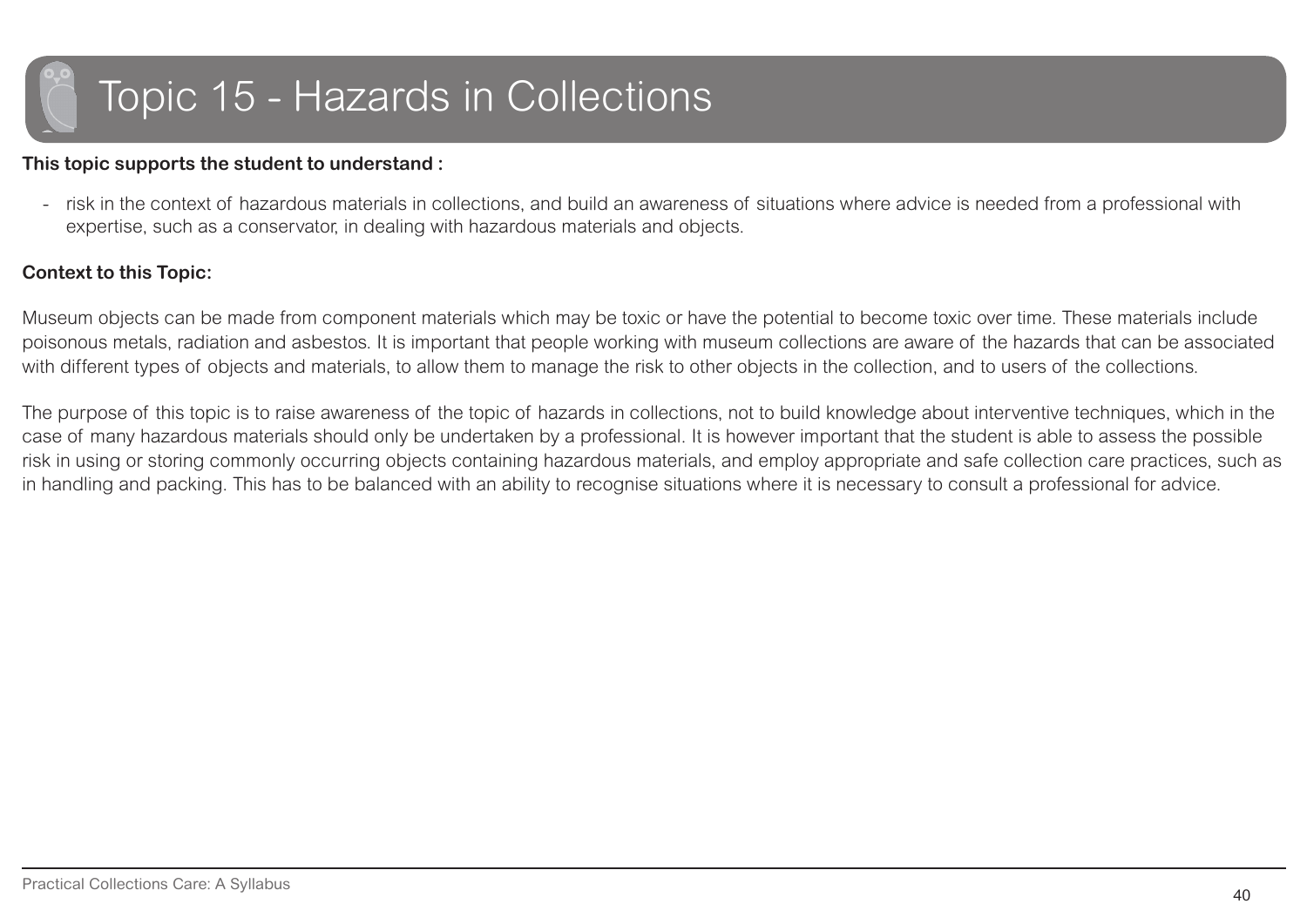# Topic 15 - Hazards in Collections

**This topic supports the student to understand :**

- risk in the context of hazardous materials in collections, and build an awareness of situations where advice is needed from a professional with expertise, such as a conservator, in dealing with hazardous materials and objects.

**Context to this Topic:**

Museum objects can be made from component materials which may be toxic or have the potential to become toxic over time. These materials include poisonous metals, radiation and asbestos. It is important that people working with museum collections are aware of the hazards that can be associated with different types of objects and materials, to allow them to manage the risk to other objects in the collection, and to users of the collections.

The purpose of this topic is to raise awareness of the topic of hazards in collections, not to build knowledge about interventive techniques, which in the case of many hazardous materials should only be undertaken by a professional. It is however important that the student is able to assess the possible risk in using or storing commonly occurring objects containing hazardous materials, and employ appropriate and safe collection care practices, such as in handling and packing. This has to be balanced with an ability to recognise situations where it is necessary to consult a professional for advice.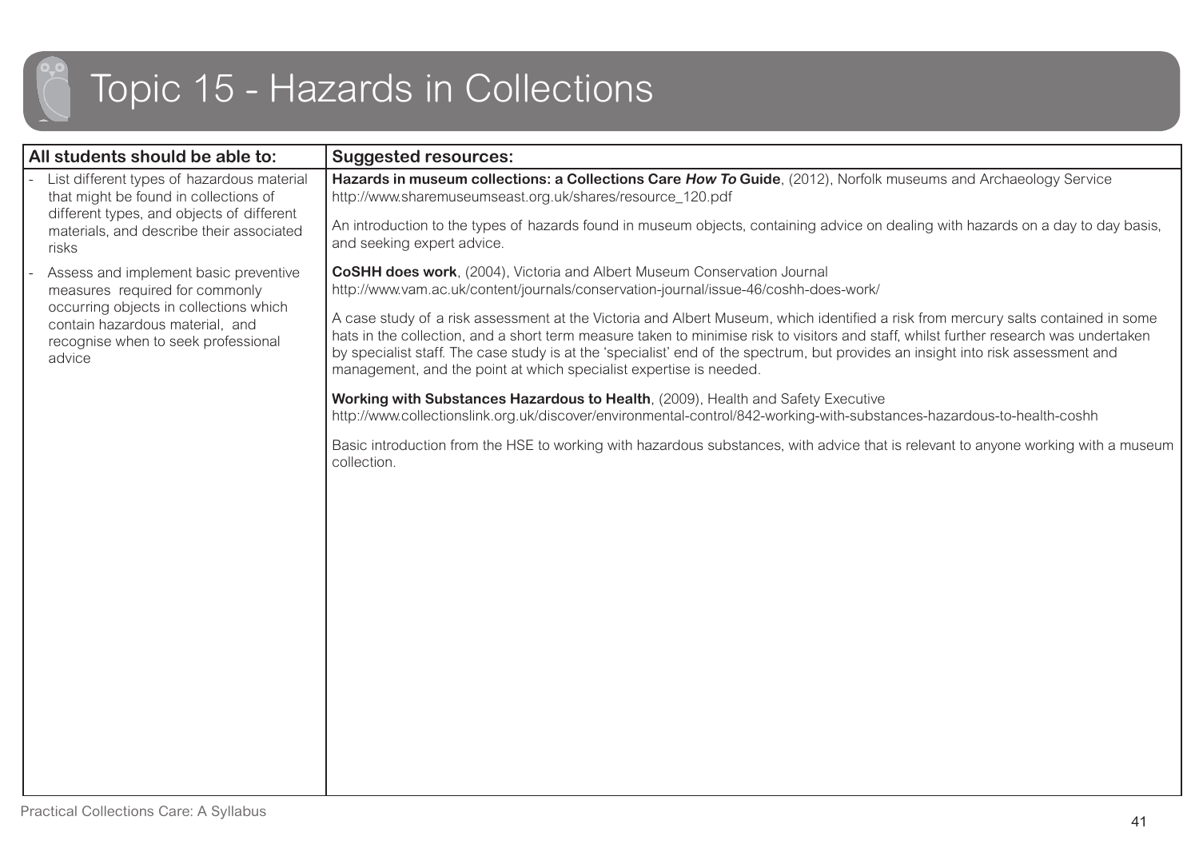# Topic 15 - Hazards in Collections

| All students should be able to: | Suggested resources: |
|---|---|
| - List different types of hazardous material that might be found in collections of different types, and objects of different materials, and describe their associated risks | **Hazards in museum collections: a Collections Care *How To* Guide**, (2012), Norfolk museums and Archaeology Service http://www.sharemuseumseast.org.uk/shares/resource_120.pdf <br><br> An introduction to the types of hazards found in museum objects, containing advice on dealing with hazards on a day to day basis, and seeking expert advice. |
| - Assess and implement basic preventive measures required for commonly occurring objects in collections which contain hazardous material, and recognise when to seek professional advice | **CoSHH does work**, (2004), Victoria and Albert Museum Conservation Journal http://www.vam.ac.uk/content/journals/conservation-journal/issue-46/coshh-does-work/ <br><br> A case study of a risk assessment at the Victoria and Albert Museum, which identified a risk from mercury salts contained in some hats in the collection, and a short term measure taken to minimise risk to visitors and staff, whilst further research was undertaken by specialist staff. The case study is at the 'specialist' end of the spectrum, but provides an insight into risk assessment and management, and the point at which specialist expertise is needed. <br><br> **Working with Substances Hazardous to Health**, (2009), Health and Safety Executive http://www.collectionslink.org.uk/discover/environmental-control/842-working-with-substances-hazardous-to-health-coshh <br><br> Basic introduction from the HSE to working with hazardous substances, with advice that is relevant to anyone working with a museum collection. |